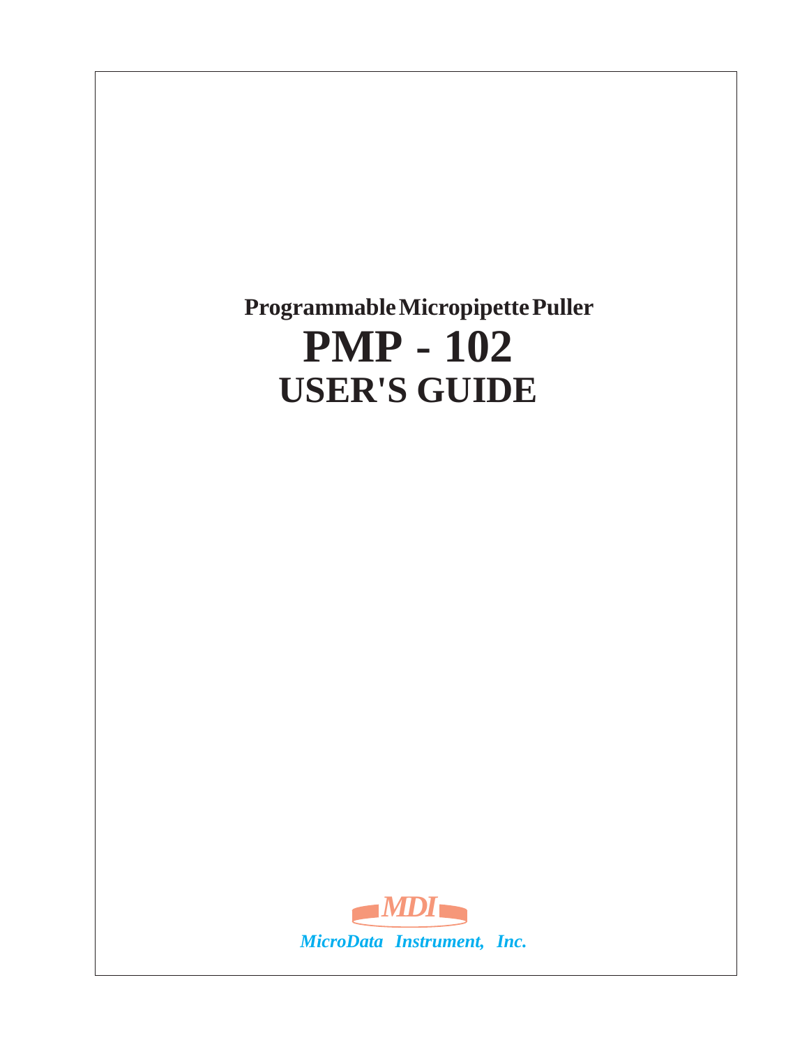# Programmable Micropipette Puller

# PMP - 102

# USER'S GUIDE

MDI

*MicroData Instrument, Inc.*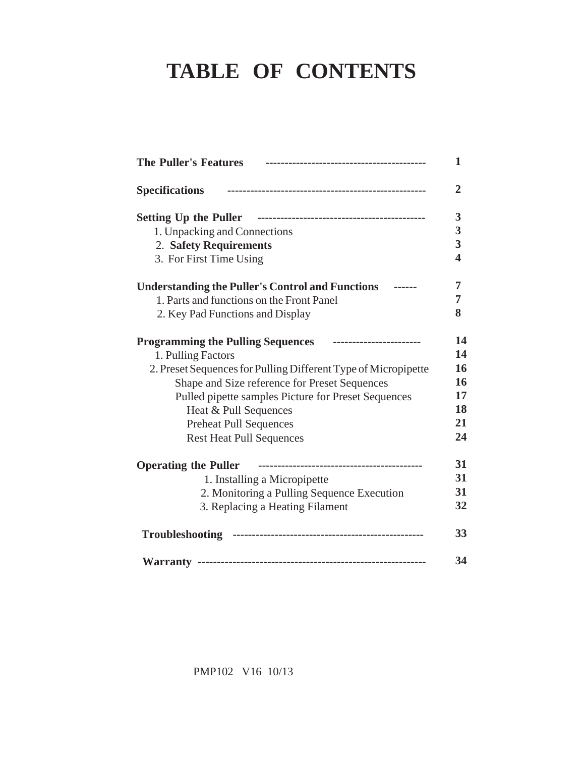# TABLE OF CONTENTS

| | |
|---|---|
| **The Puller's Features** ------------------------------------------ | **1** |
| **Specifications** ---------------------------------------------------- | **2** |
| **Setting Up the Puller** -------------------------------------------- | **3** |
| 1. Unpacking and Connections | **3** |
| 2. **Safety Requirements** | **3** |
| 3. For First Time Using | **4** |
| **Understanding the Puller's Control and Functions** ------ | **7** |
| 1. Parts and functions on the Front Panel | **7** |
| 2. Key Pad Functions and Display | **8** |
| **Programming the Pulling Sequences** ----------------------- | **14** |
| 1. Pulling Factors | **14** |
| 2. Preset Sequences for Pulling Different Type of Micropipette | **16** |
| Shape and Size reference for Preset Sequences | **16** |
| Pulled pipette samples Picture for Preset Sequences | **17** |
| Heat & Pull Sequences | **18** |
| Preheat Pull Sequences | **21** |
| Rest Heat Pull Sequences | **24** |
| **Operating the Puller** ------------------------------------------- | **31** |
| 1. Installing a Micropipette | **31** |
| 2. Monitoring a Pulling Sequence Execution | **31** |
| 3. Replacing a Heating Filament | **32** |
| **Troubleshooting** ------------------------------------------------- | **33** |
| **Warranty** ------------------------------------------------------------ | **34** |

PMP102 V16 10/13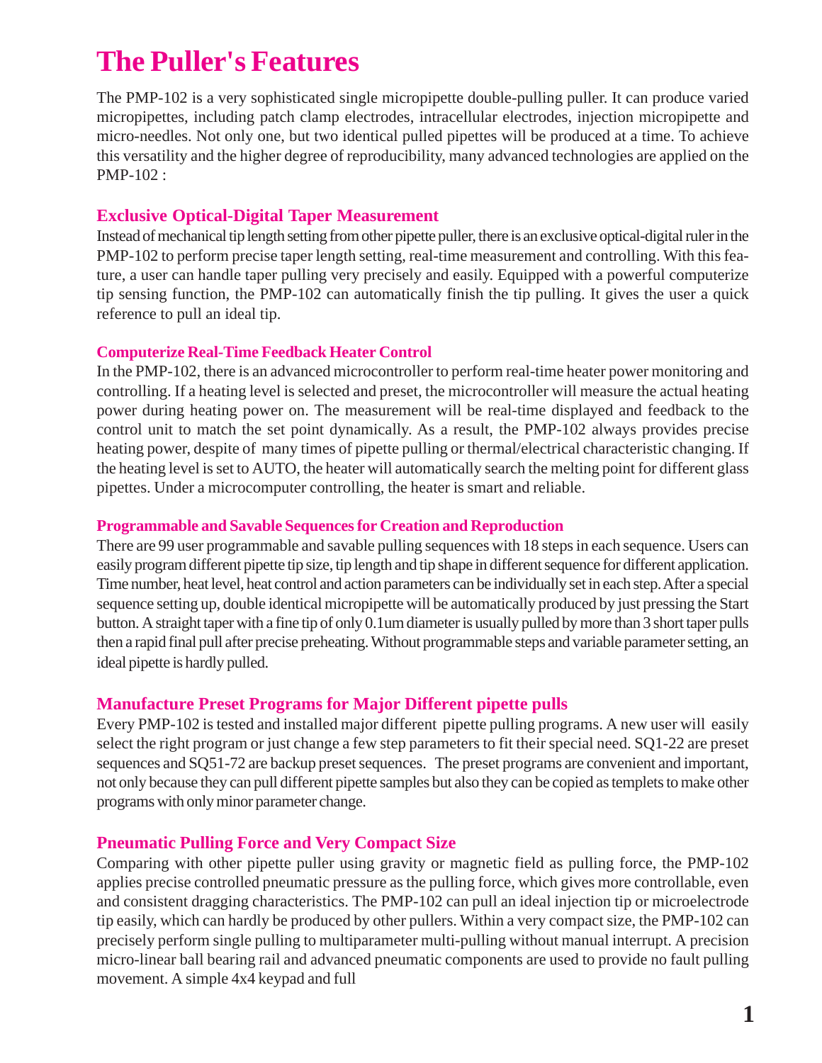# The Puller's Features

The PMP-102 is a very sophisticated single micropipette double-pulling puller. It can produce varied micropipettes, including patch clamp electrodes, intracellular electrodes, injection micropipette and micro-needles. Not only one, but two identical pulled pipettes will be produced at a time. To achieve this versatility and the higher degree of reproducibility, many advanced technologies are applied on the PMP-102 :

## Exclusive Optical-Digital Taper Measurement

Instead of mechanical tip length setting from other pipette puller, there is an exclusive optical-digital ruler in the PMP-102 to perform precise taper length setting, real-time measurement and controlling. With this feature, a user can handle taper pulling very precisely and easily. Equipped with a powerful computerize tip sensing function, the PMP-102 can automatically finish the tip pulling. It gives the user a quick reference to pull an ideal tip.

### Computerize Real-Time Feedback Heater Control

In the PMP-102, there is an advanced microcontroller to perform real-time heater power monitoring and controlling. If a heating level is selected and preset, the microcontroller will measure the actual heating power during heating power on. The measurement will be real-time displayed and feedback to the control unit to match the set point dynamically. As a result, the PMP-102 always provides precise heating power, despite of many times of pipette pulling or thermal/electrical characteristic changing. If the heating level is set to AUTO, the heater will automatically search the melting point for different glass pipettes. Under a microcomputer controlling, the heater is smart and reliable.

### Programmable and Savable Sequences for Creation and Reproduction

There are 99 user programmable and savable pulling sequences with 18 steps in each sequence. Users can easily program different pipette tip size, tip length and tip shape in different sequence for different application. Time number, heat level, heat control and action parameters can be individually set in each step. After a special sequence setting up, double identical micropipette will be automatically produced by just pressing the Start button. A straight taper with a fine tip of only 0.1um diameter is usually pulled by more than 3 short taper pulls then a rapid final pull after precise preheating. Without programmable steps and variable parameter setting, an ideal pipette is hardly pulled.

## Manufacture Preset Programs for Major Different pipette pulls

Every PMP-102 is tested and installed major different pipette pulling programs. A new user will easily select the right program or just change a few step parameters to fit their special need. SQ1-22 are preset sequences and SQ51-72 are backup preset sequences. The preset programs are convenient and important, not only because they can pull different pipette samples but also they can be copied as templets to make other programs with only minor parameter change.

## Pneumatic Pulling Force and Very Compact Size

Comparing with other pipette puller using gravity or magnetic field as pulling force, the PMP-102 applies precise controlled pneumatic pressure as the pulling force, which gives more controllable, even and consistent dragging characteristics. The PMP-102 can pull an ideal injection tip or microelectrode tip easily, which can hardly be produced by other pullers. Within a very compact size, the PMP-102 can precisely perform single pulling to multiparameter multi-pulling without manual interrupt. A precision micro-linear ball bearing rail and advanced pneumatic components are used to provide no fault pulling movement. A simple 4x4 keypad and full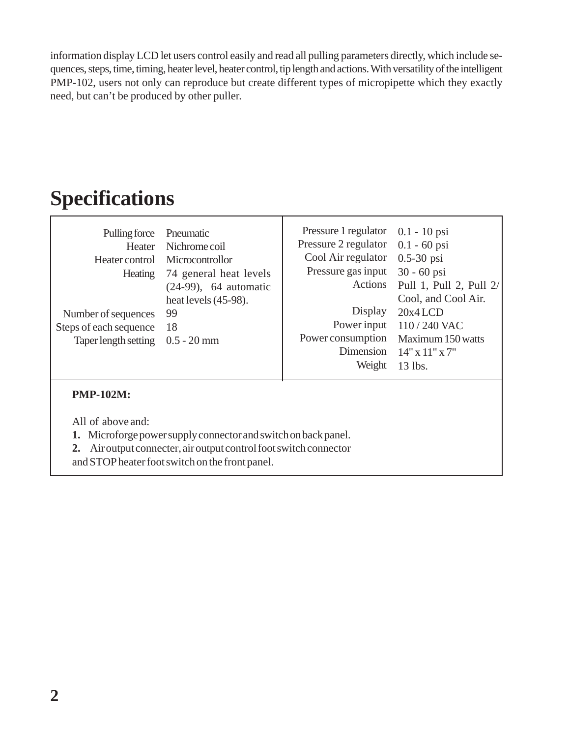information display LCD let users control easily and read all pulling parameters directly, which include sequences, steps, time, timing, heater level, heater control, tip length and actions. With versatility of the intelligent PMP-102, users not only can reproduce but create different types of micropipette which they exactly need, but can't be produced by other puller.

# Specifications

| | | | |
|---|---|---|---|
| Pulling force | Pneumatic | Pressure 1 regulator | 0.1 - 10 psi |
| Heater | Nichrome coil | Pressure 2 regulator | 0.1 - 60 psi |
| Heater control | Microcontrollor | Cool Air regulator | 0.5-30 psi |
| Heating | 74 general heat levels (24-99), 64 automatic heat levels (45-98). | Pressure gas input | 30 - 60 psi |
| | | Actions | Pull 1, Pull 2, Pull 2/ Cool, and Cool Air. |
| Number of sequences | 99 | Display | 20x4 LCD |
| Steps of each sequence | 18 | Power input | 110 / 240 VAC |
| Taper length setting | 0.5 - 20 mm | Power consumption | Maximum 150 watts |
| | | Dimension | 14" x 11" x 7" |
| | | Weight | 13 lbs. |

**PMP-102M:**

All of above and:

**1.** Microforge power supply connector and switch on back panel.

**2.** Air output connecter, air output control foot switch connector and STOP heater foot switch on the front panel.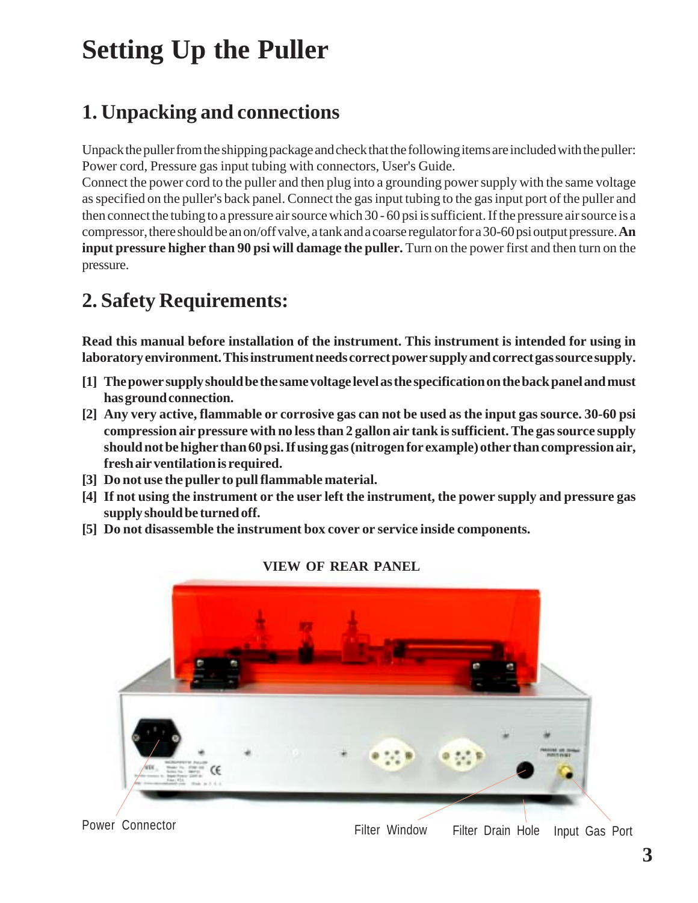# Setting Up the Puller

## 1. Unpacking and connections

Unpack the puller from the shipping package and check that the following items are included with the puller: Power cord, Pressure gas input tubing with connectors, User's Guide.
Connect the power cord to the puller and then plug into a grounding power supply with the same voltage as specified on the puller's back panel. Connect the gas input tubing to the gas input port of the puller and then connect the tubing to a pressure air source which 30 - 60 psi is sufficient. If the pressure air source is a compressor, there should be an on/off valve, a tank and a coarse regulator for a 30-60 psi output pressure. **An input pressure higher than 90 psi will damage the puller.** Turn on the power first and then turn on the pressure.

## 2. Safety Requirements:

**Read this manual before installation of the instrument. This instrument is intended for using in laboratory environment. This instrument needs correct power supply and correct gas source supply.**

**[1] The power supply should be the same voltage level as the specification on the back panel and must has ground connection.**

**[2] Any very active, flammable or corrosive gas can not be used as the input gas source. 30-60 psi compression air pressure with no less than 2 gallon air tank is sufficient. The gas source supply should not be higher than 60 psi. If using gas (nitrogen for example) other than compression air, fresh air ventilation is required.**

**[3] Do not use the puller to pull flammable material.**

**[4] If not using the instrument or the user left the instrument, the power supply and pressure gas supply should be turned off.**

**[5] Do not disassemble the instrument box cover or service inside components.**

**VIEW OF REAR PANEL**

Power Connector

Filter Window

Filter Drain Hole

Input Gas Port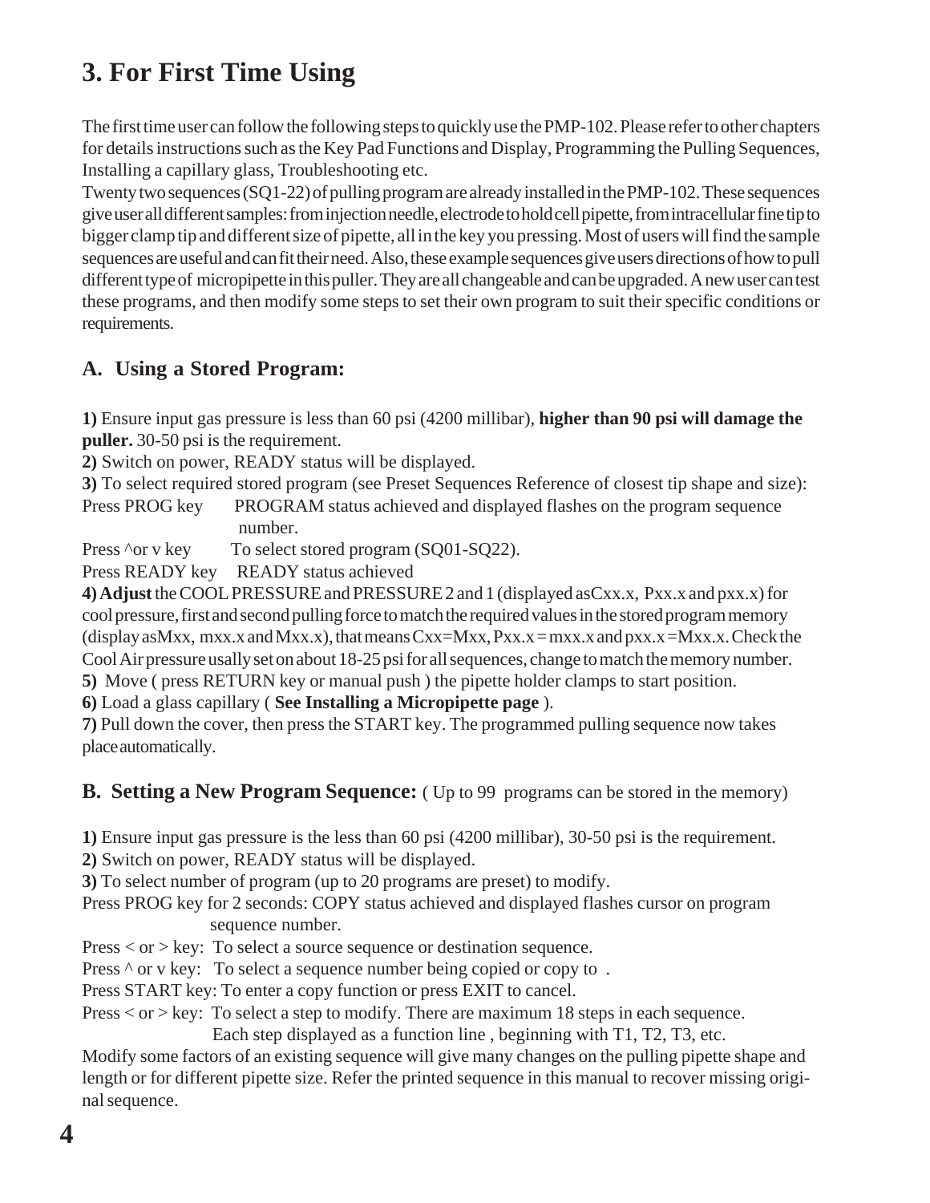# 3. For First Time Using

The first time user can follow the following steps to quickly use the PMP-102. Please refer to other chapters for details instructions such as the Key Pad Functions and Display, Programming the Pulling Sequences, Installing a capillary glass, Troubleshooting etc.

Twenty two sequences (SQ1-22) of pulling program are already installed in the PMP-102. These sequences give user all different samples: from injection needle, electrode to hold cell pipette, from intracellular fine tip to bigger clamp tip and different size of pipette, all in the key you pressing. Most of users will find the sample sequences are useful and can fit their need. Also, these example sequences give users directions of how to pull different type of micropipette in this puller. They are all changeable and can be upgraded. A new user can test these programs, and then modify some steps to set their own program to suit their specific conditions or requirements.

## A. Using a Stored Program:

**1)** Ensure input gas pressure is less than 60 psi (4200 millibar), **higher than 90 psi will damage the puller.** 30-50 psi is the requirement.

**2)** Switch on power, READY status will be displayed.

**3)** To select required stored program (see Preset Sequences Reference of closest tip shape and size):

Press PROG key — PROGRAM status achieved and displayed flashes on the program sequence number.

Press ^or v key — To select stored program (SQ01-SQ22).

Press READY key — READY status achieved

**4) Adjust** the COOL PRESSURE and PRESSURE 2 and 1 (displayed asCxx.x, Pxx.x and pxx.x) for cool pressure, first and second pulling force to match the required values in the stored program memory (display asMxx, mxx.x and Mxx.x), that means Cxx=Mxx, Pxx.x = mxx.x and pxx.x =Mxx.x. Check the Cool Air pressure usally set on about 18-25 psi for all sequences, change to match the memory number.

**5)** Move ( press RETURN key or manual push ) the pipette holder clamps to start position.

**6)** Load a glass capillary ( **See Installing a Micropipette page** ).

**7)** Pull down the cover, then press the START key. The programmed pulling sequence now takes place automatically.

## B. Setting a New Program Sequence: ( Up to 99 programs can be stored in the memory)

**1)** Ensure input gas pressure is the less than 60 psi (4200 millibar), 30-50 psi is the requirement.

**2)** Switch on power, READY status will be displayed.

**3)** To select number of program (up to 20 programs are preset) to modify.

Press PROG key for 2 seconds: COPY status achieved and displayed flashes cursor on program sequence number.

Press < or > key: To select a source sequence or destination sequence.

Press ^ or v key: To select a sequence number being copied or copy to .

Press START key: To enter a copy function or press EXIT to cancel.

Press < or > key: To select a step to modify. There are maximum 18 steps in each sequence. Each step displayed as a function line , beginning with T1, T2, T3, etc.

Modify some factors of an existing sequence will give many changes on the pulling pipette shape and length or for different pipette size. Refer the printed sequence in this manual to recover missing original sequence.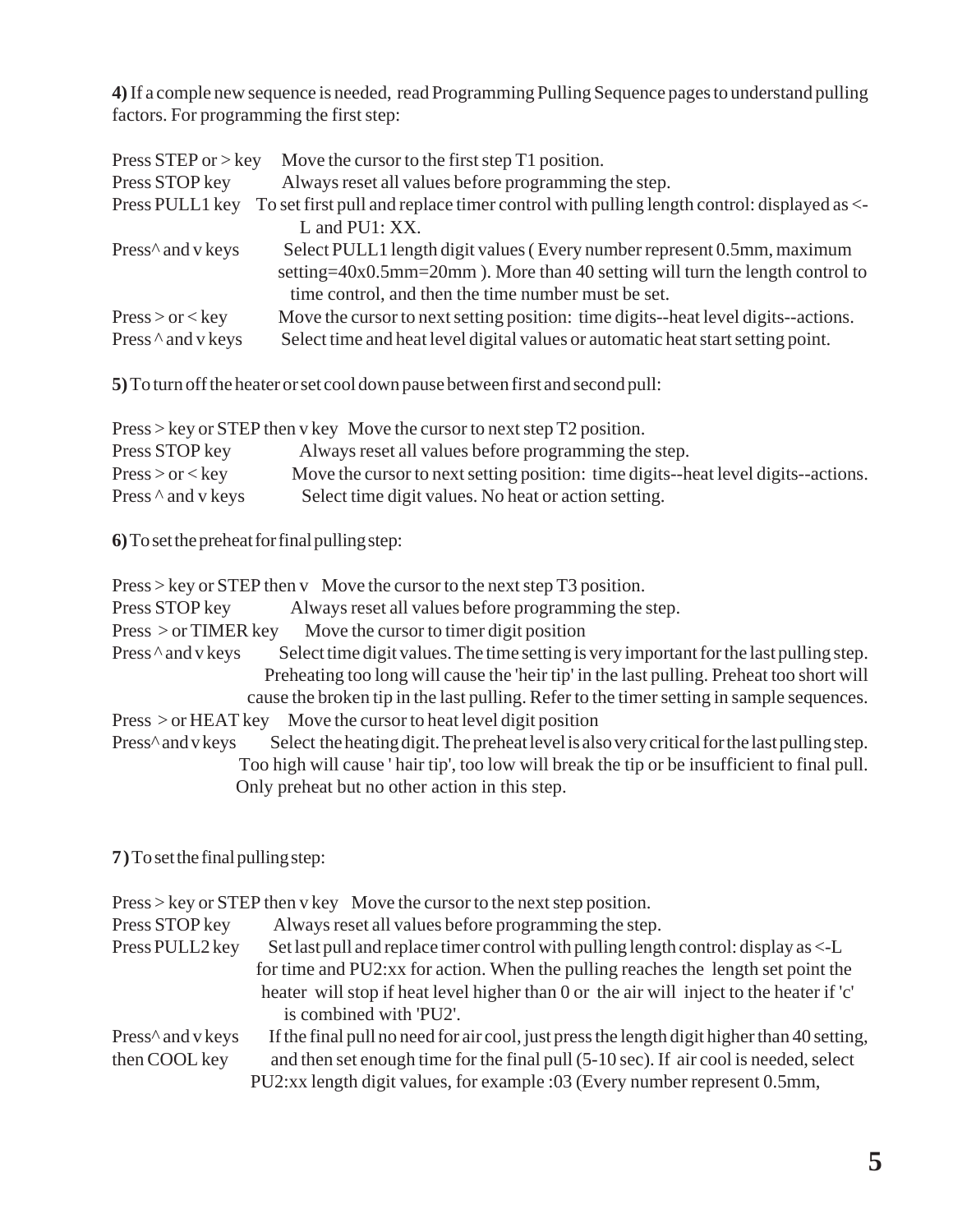**4)** If a comple new sequence is needed, read Programming Pulling Sequence pages to understand pulling factors. For programming the first step:

| | |
|---|---|
| Press STEP or > key | Move the cursor to the first step T1 position. |
| Press STOP key | Always reset all values before programming the step. |
| Press PULL1 key | To set first pull and replace timer control with pulling length control: displayed as <-L and PU1: XX. |
| Press^ and v keys | Select PULL1 length digit values ( Every number represent 0.5mm, maximum setting=40x0.5mm=20mm ). More than 40 setting will turn the length control to time control, and then the time number must be set. |
| Press > or < key | Move the cursor to next setting position: time digits--heat level digits--actions. |
| Press ^ and v keys | Select time and heat level digital values or automatic heat start setting point. |

**5)** To turn off the heater or set cool down pause between first and second pull:

| | |
|---|---|
| Press > key or STEP then v key | Move the cursor to next step T2 position. |
| Press STOP key | Always reset all values before programming the step. |
| Press > or < key | Move the cursor to next setting position: time digits--heat level digits--actions. |
| Press ^ and v keys | Select time digit values. No heat or action setting. |

**6)** To set the preheat for final pulling step:

| | |
|---|---|
| Press > key or STEP then v | Move the cursor to the next step T3 position. |
| Press STOP key | Always reset all values before programming the step. |
| Press > or TIMER key | Move the cursor to timer digit position |
| Press ^ and v keys | Select time digit values. The time setting is very important for the last pulling step. Preheating too long will cause the 'heir tip' in the last pulling. Preheat too short will cause the broken tip in the last pulling. Refer to the timer setting in sample sequences. |
| Press > or HEAT key | Move the cursor to heat level digit position |
| Press^ and v keys | Select the heating digit. The preheat level is also very critical for the last pulling step. Too high will cause ' hair tip', too low will break the tip or be insufficient to final pull. Only preheat but no other action in this step. |

**7)** To set the final pulling step:

| | |
|---|---|
| Press > key or STEP then v key | Move the cursor to the next step position. |
| Press STOP key | Always reset all values before programming the step. |
| Press PULL2 key | Set last pull and replace timer control with pulling length control: display as <-L for time and PU2:xx for action. When the pulling reaches the length set point the heater will stop if heat level higher than 0 or the air will inject to the heater if 'c' is combined with 'PU2'. |
| Press^ and v keys then COOL key | If the final pull no need for air cool, just press the length digit higher than 40 setting, and then set enough time for the final pull (5-10 sec). If air cool is needed, select PU2:xx length digit values, for example :03 (Every number represent 0.5mm, |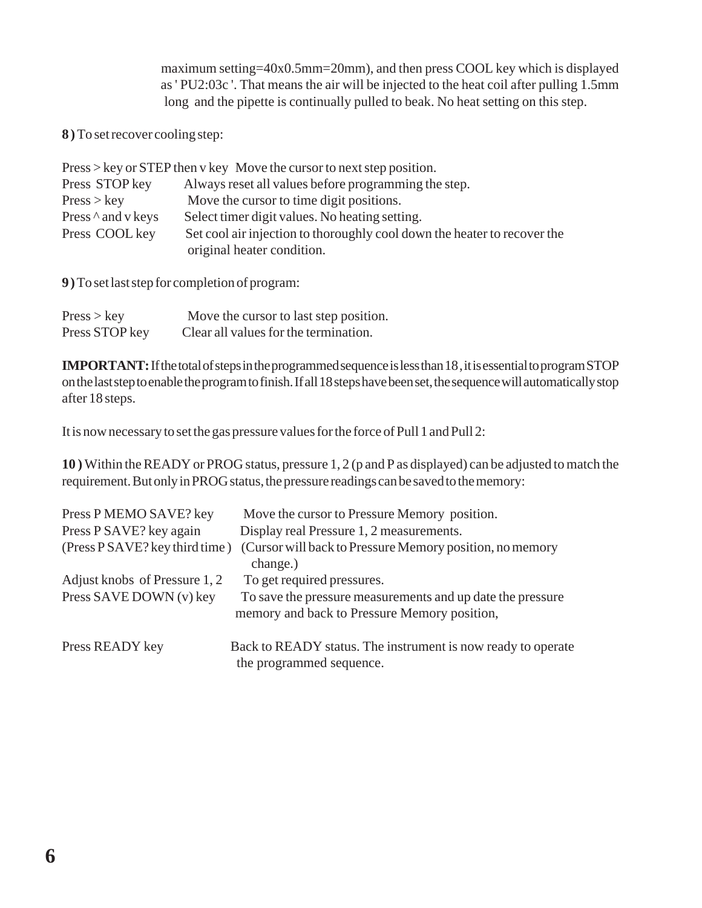maximum setting=40x0.5mm=20mm), and then press COOL key which is displayed as ' PU2:03c '. That means the air will be injected to the heat coil after pulling 1.5mm long and the pipette is continually pulled to beak. No heat setting on this step.

**8 )** To set recover cooling step:

| | |
|---|---|
| Press > key or STEP then v key | Move the cursor to next step position. |
| Press STOP key | Always reset all values before programming the step. |
| Press > key | Move the cursor to time digit positions. |
| Press ^ and v keys | Select timer digit values. No heating setting. |
| Press COOL key | Set cool air injection to thoroughly cool down the heater to recover the original heater condition. |

**9 )** To set last step for completion of program:

| | |
|---|---|
| Press > key | Move the cursor to last step position. |
| Press STOP key | Clear all values for the termination. |

**IMPORTANT:** If the total of steps in the programmed sequence is less than 18 , it is essential to program STOP on the last step to enable the program to finish. If all 18 steps have been set, the sequence will automatically stop after 18 steps.

It is now necessary to set the gas pressure values for the force of Pull 1 and Pull 2:

**10 )** Within the READY or PROG status, pressure 1, 2 (p and P as displayed) can be adjusted to match the requirement. But only in PROG status, the pressure readings can be saved to the memory:

| | |
|---|---|
| Press P MEMO SAVE? key | Move the cursor to Pressure Memory position. |
| Press P SAVE? key again | Display real Pressure 1, 2 measurements. |
| (Press P SAVE? key third time ) | (Cursor will back to Pressure Memory position, no memory change.) |
| Adjust knobs of Pressure 1, 2 | To get required pressures. |
| Press SAVE DOWN (v) key | To save the pressure measurements and up date the pressure memory and back to Pressure Memory position, |
| Press READY key | Back to READY status. The instrument is now ready to operate the programmed sequence. |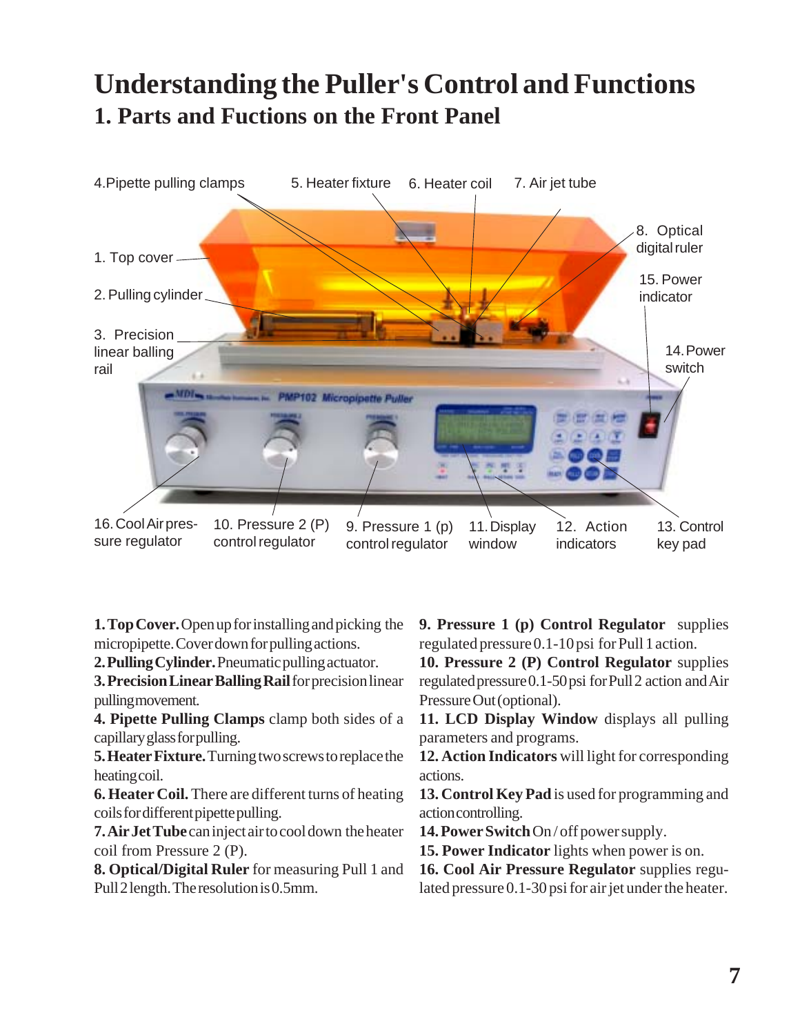# Understanding the Puller's Control and Functions

## 1. Parts and Fuctions on the Front Panel

4.Pipette pulling clamps  5. Heater fixture  6. Heater coil  7. Air jet tube

1. Top cover

2. Pulling cylinder

3. Precision linear balling rail

8. Optical digital ruler

15. Power indicator

14. Power switch

16. Cool Air pressure regulator  10. Pressure 2 (P) control regulator  9. Pressure 1 (p) control regulator  11. Display window  12. Action indicators  13. Control key pad

**1. Top Cover.** Open up for installing and picking the micropipette. Cover down for pulling actions.

**2. Pulling Cylinder.** Pneumatic pulling actuator.

**3. Precision Linear Balling Rail** for precision linear pulling movement.

**4. Pipette Pulling Clamps** clamp both sides of a capillary glass for pulling.

**5. Heater Fixture.** Turning two screws to replace the heating coil.

**6. Heater Coil.** There are different turns of heating coils for different pipette pulling.

**7. Air Jet Tube** can inject air to cool down the heater coil from Pressure 2 (P).

**8. Optical/Digital Ruler** for measuring Pull 1 and Pull 2 length. The resolution is 0.5mm.

**9. Pressure 1 (p) Control Regulator** supplies regulated pressure 0.1-10 psi for Pull 1 action.

**10. Pressure 2 (P) Control Regulator** supplies regulated pressure 0.1-50 psi for Pull 2 action and Air Pressure Out (optional).

**11. LCD Display Window** displays all pulling parameters and programs.

**12. Action Indicators** will light for corresponding actions.

**13. Control Key Pad** is used for programming and action controlling.

**14. Power Switch** On / off power supply.

**15. Power Indicator** lights when power is on.

**16. Cool Air Pressure Regulator** supplies regulated pressure 0.1-30 psi for air jet under the heater.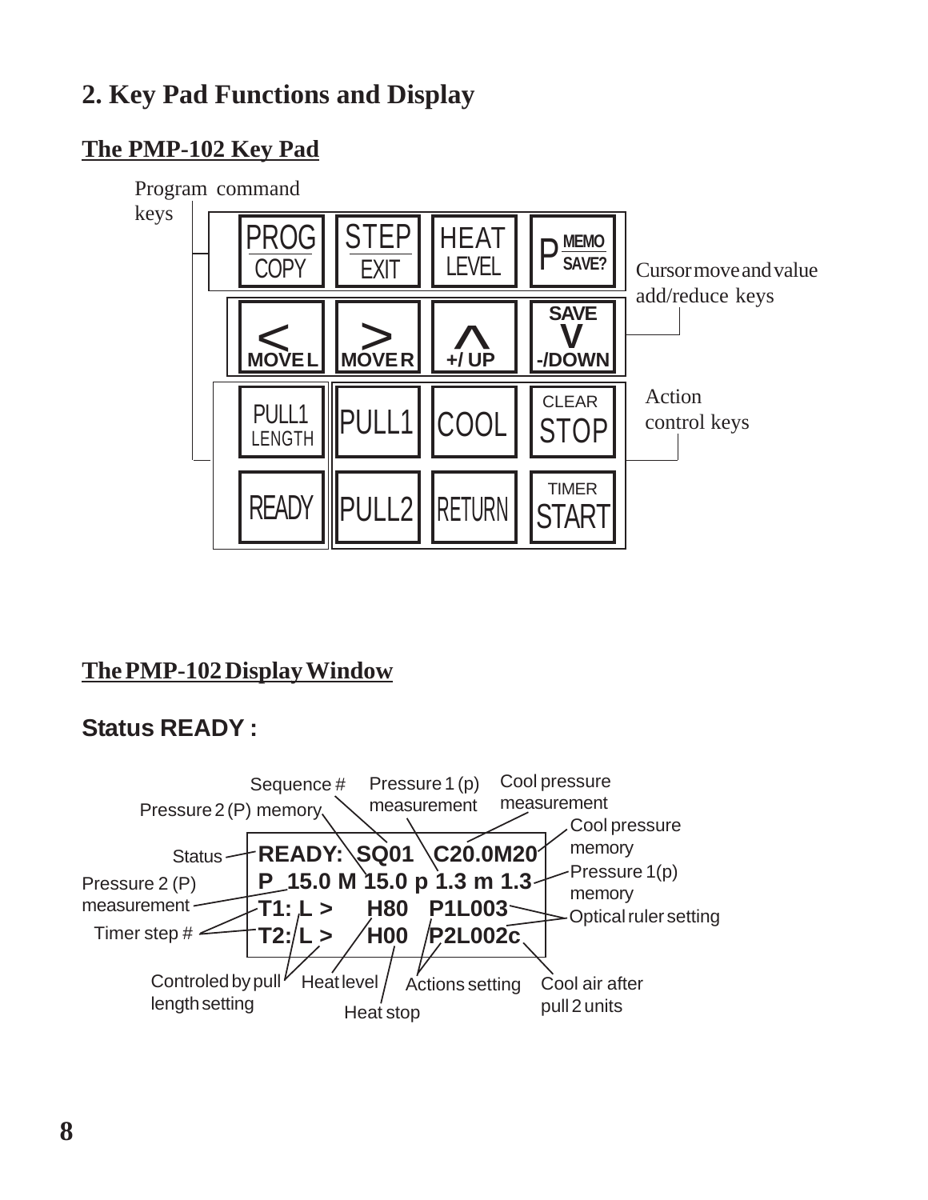## 2. Key Pad Functions and Display

### The PMP-102 Key Pad

Program command keys

| | | | |
|---|---|---|---|
| PROG / COPY | STEP / EXIT | HEAT / LEVEL | P MEMO / SAVE? |
| < MOVE L | > MOVE R | ^ +/ UP | SAVE V -/DOWN |
| PULL1 LENGTH | PULL1 | COOL | CLEAR STOP |
| READY | PULL2 | RETURN | TIMER START |

Cursor move and value add/reduce keys

Action control keys

### The PMP-102 Display Window

### Status READY :

```
READY:  SQ01  C20.0M20
P 15.0 M 15.0 p 1.3 m 1.3
T1: L >     H80   P1L003
T2: L >     H00   P2L002c
```

Status; Sequence #; Pressure 2 (P) memory; Pressure 1 (p) measurement; Cool pressure measurement; Cool pressure memory; Pressure 1(p) memory; Pressure 2 (P) measurement; Optical ruler setting; Timer step #; Controled by pull length setting; Heat level; Heat stop; Actions setting; Cool air after pull 2 units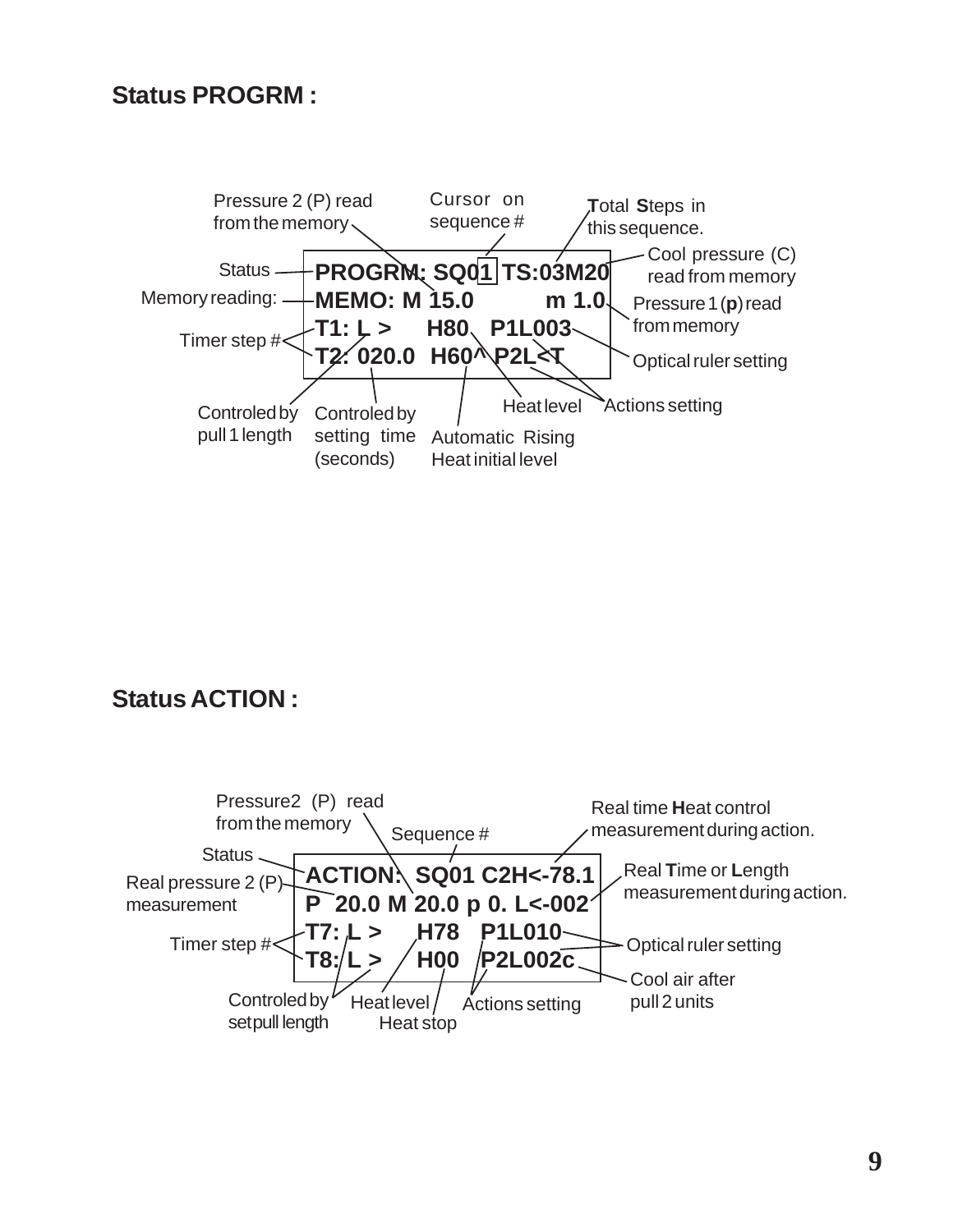## Status PROGRM :

```
PROGRM: SQ01 TS:03M20
MEMO: M 15.0        m 1.0
T1: L >     H80   P1L003
T2: 020.0  H60^  P2L<T
```

- Status: PROGRM:
- Memory reading: MEMO:
- Timer step #: T1:, T2:
- Pressure 2 (P) read from the memory: M 15.0
- Cursor on sequence #: SQ01
- **T**otal **S**teps in this sequence.: TS:03
- Cool pressure (C) read from memory: M20
- Pressure 1 (**p**) read from memory: m 1.0
- Optical ruler setting: P1L003
- Actions setting: P2L<T
- Heat level: H80
- Automatic Rising Heat initial level: H60^
- Controled by pull 1 length: L >
- Controled by setting time (seconds): 020.0

## Status ACTION :

```
ACTION:  SQ01 C2H<-78.1
P  20.0 M 20.0 p 0. L<-002
T7: L >     H78   P1L010
T8: L >     H00   P2L002c
```

- Status: ACTION:
- Sequence #: SQ01
- Pressure2 (P) read from the memory: M 20.0
- Real pressure 2 (P) measurement: P 20.0
- Real time **H**eat control measurement during action.: H<-78.1
- Real **T**ime or **L**ength measurement during action.: L<-002
- Timer step #: T7:, T8:
- Controled by set pull length: L >
- Heat level: H78
- Heat stop: H00
- Actions setting: P1, P2
- Optical ruler setting: L010, L002
- Cool air after pull 2 units: c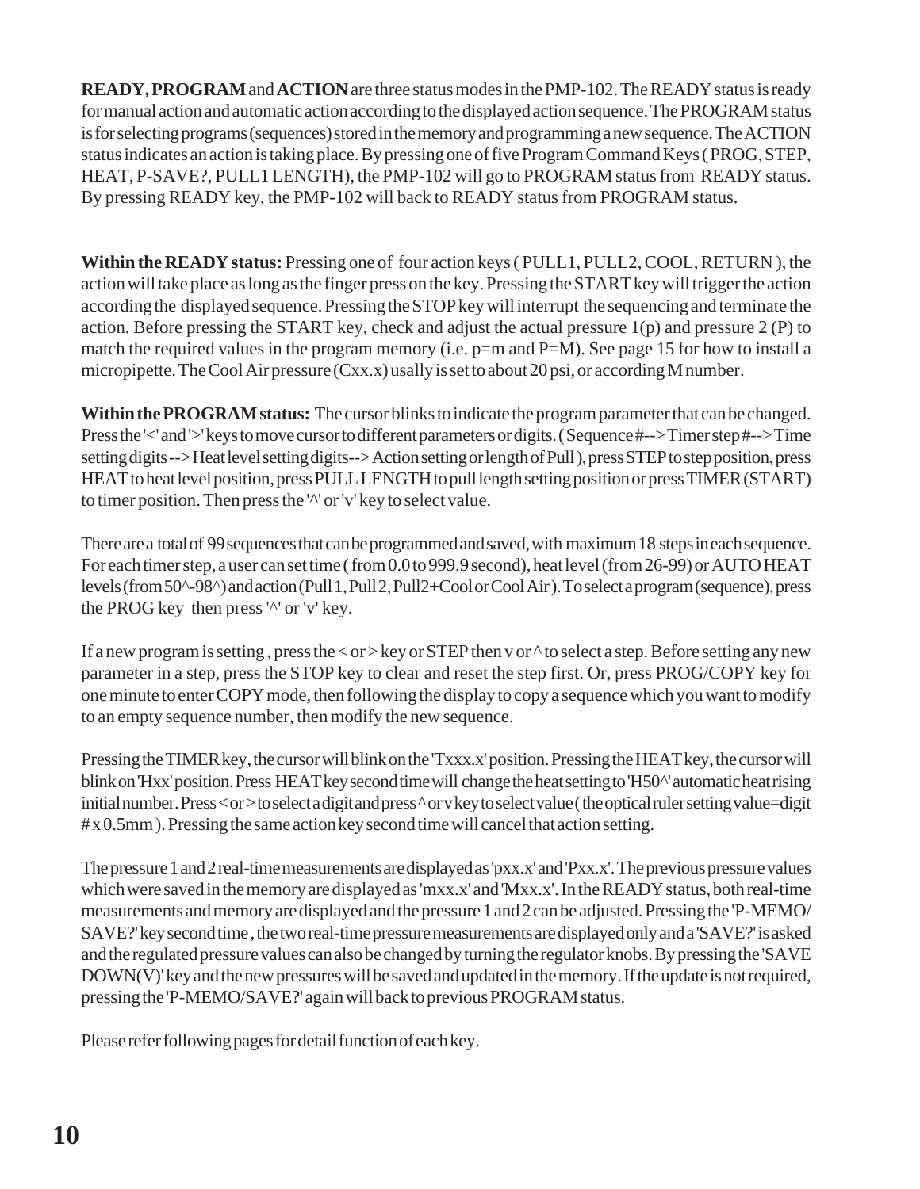**READY, PROGRAM** and **ACTION** are three status modes in the PMP-102. The READY status is ready for manual action and automatic action according to the displayed action sequence. The PROGRAM status is for selecting programs (sequences) stored in the memory and programming a new sequence. The ACTION status indicates an action is taking place. By pressing one of five Program Command Keys ( PROG, STEP, HEAT, P-SAVE?, PULL1 LENGTH), the PMP-102 will go to PROGRAM status from READY status. By pressing READY key, the PMP-102 will back to READY status from PROGRAM status.

**Within the READY status:** Pressing one of four action keys ( PULL1, PULL2, COOL, RETURN ), the action will take place as long as the finger press on the key. Pressing the START key will trigger the action according the displayed sequence. Pressing the STOP key will interrupt the sequencing and terminate the action. Before pressing the START key, check and adjust the actual pressure 1(p) and pressure 2 (P) to match the required values in the program memory (i.e. p=m and P=M). See page 15 for how to install a micropipette. The Cool Air pressure (Cxx.x) usally is set to about 20 psi, or according M number.

**Within the PROGRAM status:** The cursor blinks to indicate the program parameter that can be changed. Press the '<' and '>' keys to move cursor to different parameters or digits. ( Sequence #--> Timer step #--> Time setting digits --> Heat level setting digits--> Action setting or length of Pull ), press STEP to step position, press HEAT to heat level position, press PULL LENGTH to pull length setting position or press TIMER (START) to timer position. Then press the '^' or 'v' key to select value.

There are a total of 99 sequences that can be programmed and saved, with maximum 18 steps in each sequence. For each timer step, a user can set time ( from 0.0 to 999.9 second), heat level (from 26-99) or AUTO HEAT levels (from 50^-98^) and action (Pull 1, Pull 2, Pull2+Cool or Cool Air ). To select a program (sequence), press the PROG key then press '^' or 'v' key.

If a new program is setting , press the < or > key or STEP then v or ^ to select a step. Before setting any new parameter in a step, press the STOP key to clear and reset the step first. Or, press PROG/COPY key for one minute to enter COPY mode, then following the display to copy a sequence which you want to modify to an empty sequence number, then modify the new sequence.

Pressing the TIMER key, the cursor will blink on the 'Txxx.x' position. Pressing the HEAT key, the cursor will blink on 'Hxx' position. Press HEAT key second time will change the heat setting to 'H50^' automatic heat rising initial number. Press < or > to select a digit and press ^ or v key to select value ( the optical ruler setting value=digit # x 0.5mm ). Pressing the same action key second time will cancel that action setting.

The pressure 1 and 2 real-time measurements are displayed as 'pxx.x' and 'Pxx.x'. The previous pressure values which were saved in the memory are displayed as 'mxx.x' and 'Mxx.x'. In the READY status, both real-time measurements and memory are displayed and the pressure 1 and 2 can be adjusted. Pressing the 'P-MEMO/ SAVE?' key second time , the two real-time pressure measurements are displayed only and a 'SAVE?' is asked and the regulated pressure values can also be changed by turning the regulator knobs. By pressing the 'SAVE DOWN(V)' key and the new pressures will be saved and updated in the memory. If the update is not required, pressing the 'P-MEMO/SAVE?' again will back to previous PROGRAM status.

Please refer following pages for detail function of each key.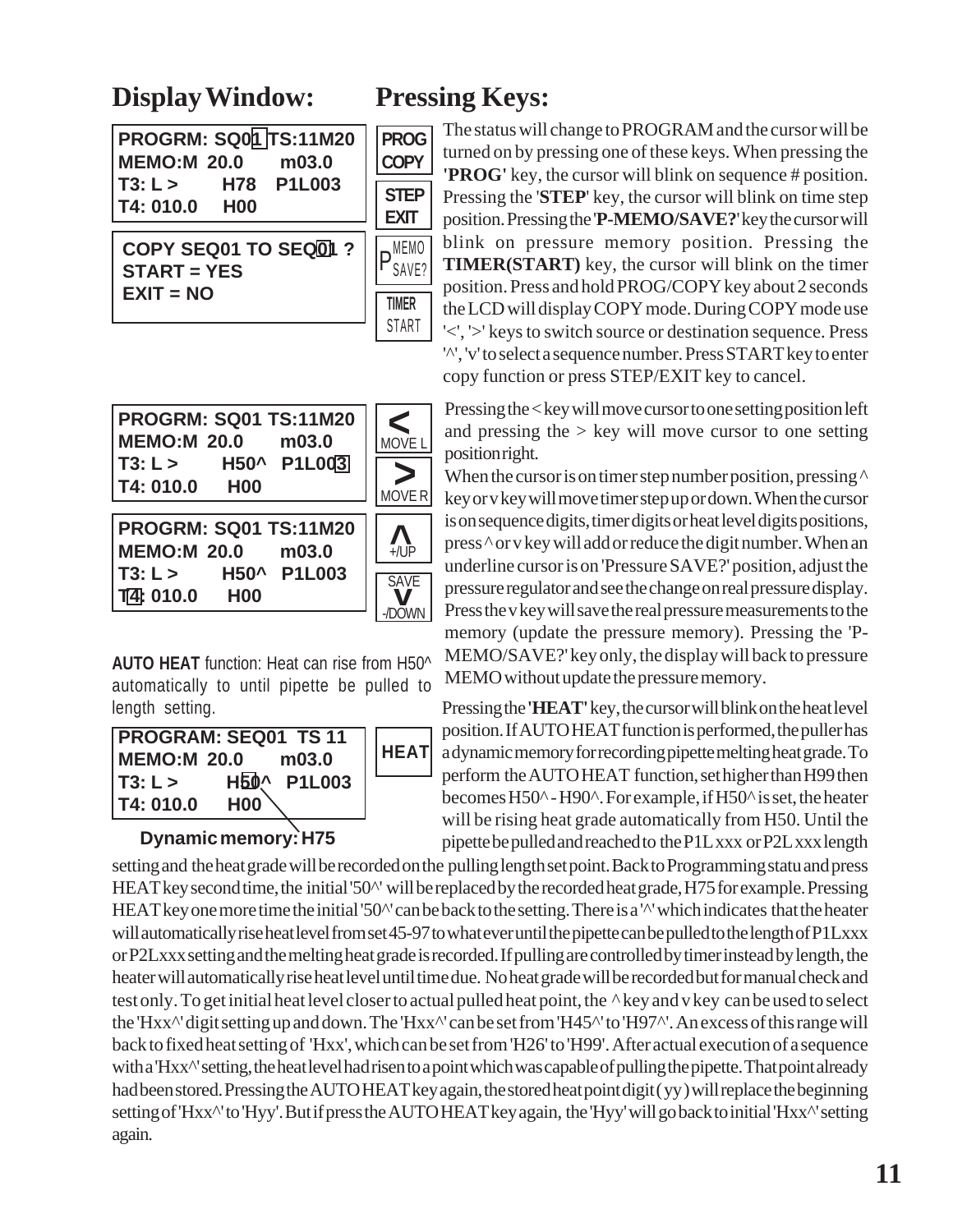## Display Window:

## Pressing Keys:

```
PROGRM: SQ01 TS:11M20
MEMO:M 20.0     m03.0
T3: L >     H78   P1L003
T4: 010.0    H00
```

```
COPY SEQ01 TO SEQ01 ?
START = YES
EXIT = NO
```

**PROG / COPY** — **STEP / EXIT** — **P MEMO / SAVE?** — **TIMER / START**

The status will change to PROGRAM and the cursor will be turned on by pressing one of these keys. When pressing the **'PROG'** key, the cursor will blink on sequence # position. Pressing the '**STEP**' key, the cursor will blink on time step position. Pressing the '**P-MEMO/SAVE?**' key the cursor will blink on pressure memory position. Pressing the **TIMER(START)** key, the cursor will blink on the timer position. Press and hold PROG/COPY key about 2 seconds the LCD will display COPY mode. During COPY mode use '<', '>' keys to switch source or destination sequence. Press '^', 'v' to select a sequence number. Press START key to enter copy function or press STEP/EXIT key to cancel.

```
PROGRM: SQ01 TS:11M20
MEMO:M 20.0     m03.0
T3: L >     H50^   P1L003
T4: 010.0    H00
```

```
PROGRM: SQ01 TS:11M20
MEMO:M 20.0     m03.0
T3: L >     H50^   P1L003
T4: 010.0    H00
```

**<** MOVE L — **>** MOVE R — **^** +/UP — SAVE **v** -/DOWN

Pressing the < key will move cursor to one setting position left and pressing the > key will move cursor to one setting position right.

When the cursor is on timer step number position, pressing ^ key or v key will move timer step up or down. When the cursor is on sequence digits, timer digits or heat level digits positions, press ^ or v key will add or reduce the digit number. When an underline cursor is on 'Pressure SAVE?' position, adjust the pressure regulator and see the change on real pressure display. Press the v key will save the real pressure measurements to the memory (update the pressure memory). Pressing the 'P-MEMO/SAVE?' key only, the display will back to pressure MEMO without update the pressure memory.

**AUTO HEAT** function: Heat can rise from H50^ automatically to until pipette be pulled to length setting.

```
PROGRAM: SEQ01  TS 11
MEMO:M 20.0     m03.0
T3: L >      H50^   P1L003
T4: 010.0    H00
```

**Dynamic memory: H75**

**HEAT**

Pressing the **'HEAT'** key, the cursor will blink on the heat level position. If AUTO HEAT function is performed, the puller has a dynamic memory for recording pipette melting heat grade. To perform the AUTO HEAT function, set higher than H99 then becomes H50^ - H90^. For example, if H50^ is set, the heater will be rising heat grade automatically from H50. Until the pipette be pulled and reached to the P1L xxx or P2L xxx length setting and the heat grade will be recorded on the pulling length set point. Back to Programming statu and press HEAT key second time, the initial '50^' will be replaced by the recorded heat grade, H75 for example. Pressing HEAT key one more time the initial '50^' can be back to the setting. There is a '^' which indicates that the heater will automatically rise heat level from set 45-97 to whatever until the pipette can be pulled to the length of P1Lxxx or P2Lxxx setting and the melting heat grade is recorded. If pulling are controlled by timer instead by length, the heater will automatically rise heat level until time due. No heat grade will be recorded but for manual check and test only. To get initial heat level closer to actual pulled heat point, the ^ key and v key can be used to select the 'Hxx^' digit setting up and down. The 'Hxx^' can be set from 'H45^' to 'H97^'. An excess of this range will back to fixed heat setting of 'Hxx', which can be set from 'H26' to 'H99'. After actual execution of a sequence with a 'Hxx^' setting, the heat level had risen to a point which was capable of pulling the pipette. That point already had been stored. Pressing the AUTO HEAT key again, the stored heat point digit ( yy ) will replace the beginning setting of 'Hxx^' to 'Hyy'. But if press the AUTO HEAT key again, the 'Hyy' will go back to initial 'Hxx^' setting again.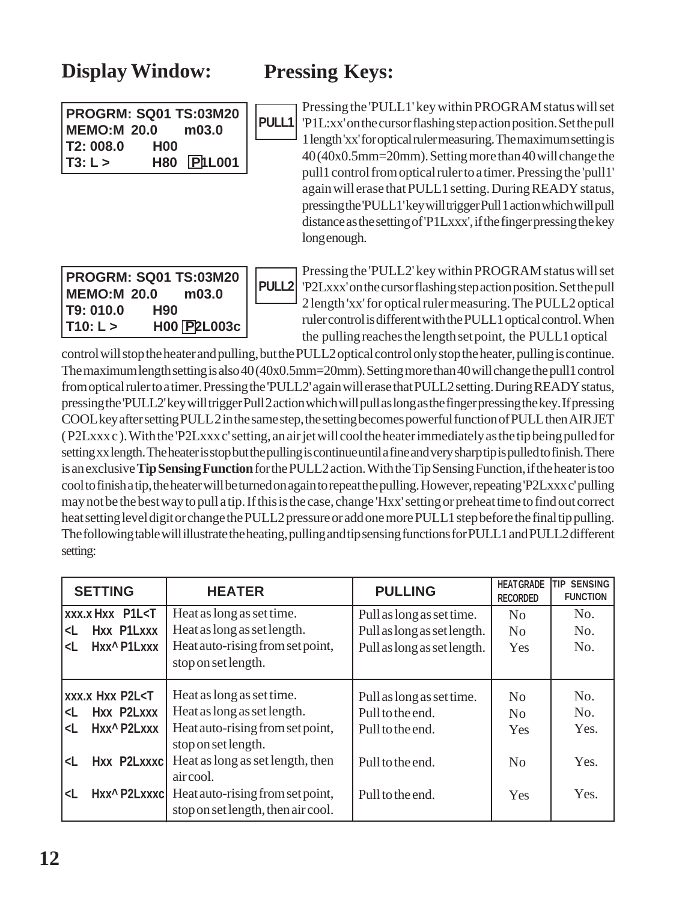## Display Window: Pressing Keys:

```
PROGRM: SQ01 TS:03M20
MEMO:M 20.0     m03.0
T2: 008.0    H00
T3: L >      H80  [P]1L001
```

**PULL1**

Pressing the 'PULL1' key within PROGRAM status will set 'P1L:xx' on the cursor flashing step action position. Set the pull 1 length 'xx' for optical ruler measuring. The maximum setting is 40 (40x0.5mm=20mm). Setting more than 40 will change the pull1 control from optical ruler to a timer. Pressing the 'pull1' again will erase that PULL1 setting. During READY status, pressing the 'PULL1' key will trigger Pull 1 action which will pull distance as the setting of 'P1Lxxx', if the finger pressing the key long enough.

```
PROGRM: SQ01 TS:03M20
MEMO:M 20.0     m03.0
T9: 010.0    H90
T10: L >     H00 [P]2L003c
```

**PULL2**

Pressing the 'PULL2' key within PROGRAM status will set 'P2Lxxx' on the cursor flashing step action position. Set the pull 2 length 'xx' for optical ruler measuring. The PULL2 optical ruler control is different with the PULL1 optical control. When the pulling reaches the length set point, the PULL1 optical control will stop the heater and pulling, but the PULL2 optical control only stop the heater, pulling is continue. The maximum length setting is also 40 (40x0.5mm=20mm). Setting more than 40 will change the pull1 control from optical ruler to a timer. Pressing the 'PULL2' again will erase that PULL2 setting. During READY status, pressing the 'PULL2' key will trigger Pull 2 action which will pull as long as the finger pressing the key. If pressing COOL key after setting PULL 2 in the same step, the setting becomes powerful function of PULL then AIR JET ( P2Lxxx c ). With the 'P2Lxxx c' setting, an air jet will cool the heater immediately as the tip being pulled for setting xx length. The heater is stop but the pulling is continue until a fine and very sharp tip is pulled to finish. There is an exclusive **Tip Sensing Function** for the PULL2 action. With the Tip Sensing Function, if the heater is too cool to finish a tip, the heater will be turned on again to repeat the pulling. However, repeating 'P2Lxxx c' pulling may not be the best way to pull a tip. If this is the case, change 'Hxx' setting or preheat time to find out correct heat setting level digit or change the PULL2 pressure or add one more PULL1 step before the final tip pulling. The following table will illustrate the heating, pulling and tip sensing functions for PULL1 and PULL2 different setting:

| SETTING | HEATER | PULLING | HEAT GRADE RECORDED | TIP SENSING FUNCTION |
|---|---|---|---|---|
| xxx.x Hxx P1L<T | Heat as long as set time. | Pull as long as set time. | No | No. |
| <L Hxx P1Lxxx | Heat as long as set length. | Pull as long as set length. | No | No. |
| <L Hxx^ P1Lxxx | Heat auto-rising from set point, stop on set length. | Pull as long as set length. | Yes | No. |
| xxx.x Hxx P2L<T | Heat as long as set time. | Pull as long as set time. | No | No. |
| <L Hxx P2Lxxx | Heat as long as set length. | Pull to the end. | No | No. |
| <L Hxx^ P2Lxxx | Heat auto-rising from set point, stop on set length. | Pull to the end. | Yes | Yes. |
| <L Hxx P2Lxxxc | Heat as long as set length, then air cool. | Pull to the end. | No | Yes. |
| <L Hxx^ P2Lxxxc | Heat auto-rising from set point, stop on set length, then air cool. | Pull to the end. | Yes | Yes. |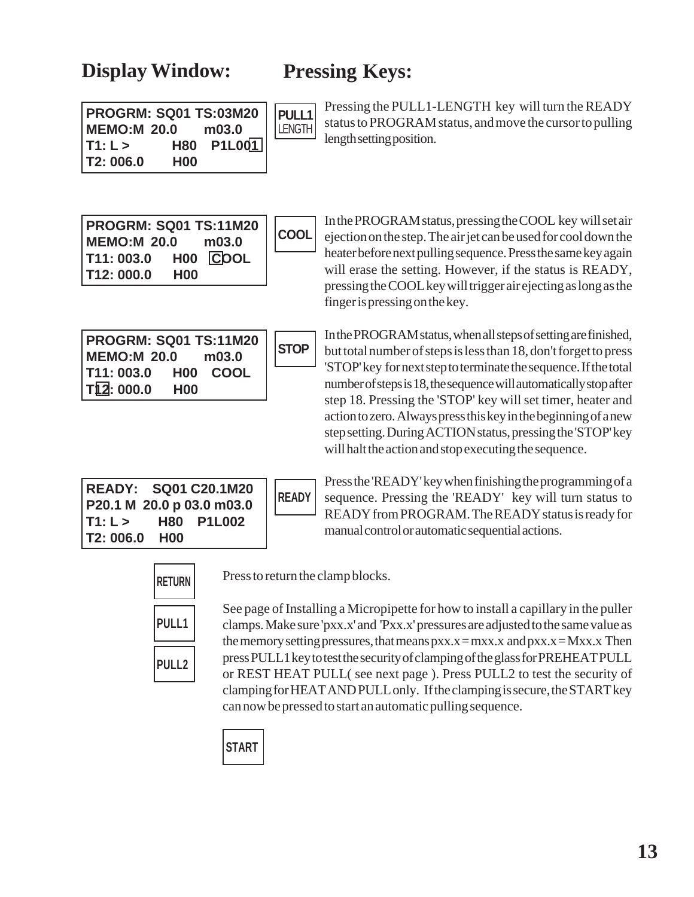## Display Window: Pressing Keys:

```
PROGRM: SQ01 TS:03M20
MEMO:M 20.0      m03.0
T1: L >        H80  P1L001
T2: 006.0      H00
```

**PULL1 LENGTH**

Pressing the PULL1-LENGTH key will turn the READY status to PROGRAM status, and move the cursor to pulling length setting position.

```
PROGRM: SQ01 TS:11M20
MEMO:M 20.0      m03.0
T11: 003.0    H00  COOL
T12: 000.0    H00
```

**COOL**

In the PROGRAM status, pressing the COOL key will set air ejection on the step. The air jet can be used for cool down the heater before next pulling sequence. Press the same key again will erase the setting. However, if the status is READY, pressing the COOL key will trigger air ejecting as long as the finger is pressing on the key.

```
PROGRM: SQ01 TS:11M20
MEMO:M 20.0      m03.0
T11: 003.0    H00  COOL
T12: 000.0    H00
```

**STOP**

In the PROGRAM status, when all steps of setting are finished, but total number of steps is less than 18, don't forget to press 'STOP' key for next step to terminate the sequence. If the total number of steps is 18, the sequence will automatically stop after step 18. Pressing the 'STOP' key will set timer, heater and action to zero. Always press this key in the beginning of a new step setting. During ACTION status, pressing the 'STOP' key will halt the action and stop executing the sequence.

```
READY:  SQ01 C20.1M20
P20.1 M 20.0 p 03.0 m03.0
T1: L >      H80  P1L002
T2: 006.0   H00
```

**READY**

Press the 'READY' key when finishing the programming of a sequence. Pressing the 'READY' key will turn status to READY from PROGRAM. The READY status is ready for manual control or automatic sequential actions.

**RETURN**

Press to return the clamp blocks.

**PULL1**

**PULL2**

See page of Installing a Micropipette for how to install a capillary in the puller clamps. Make sure 'pxx.x' and 'Pxx.x' pressures are adjusted to the same value as the memory setting pressures, that means pxx.x = mxx.x and pxx.x = Mxx.x Then press PULL1 key to test the security of clamping of the glass for PREHEAT PULL or REST HEAT PULL( see next page ). Press PULL2 to test the security of clamping for HEAT AND PULL only. If the clamping is secure, the START key can now be pressed to start an automatic pulling sequence.

**START**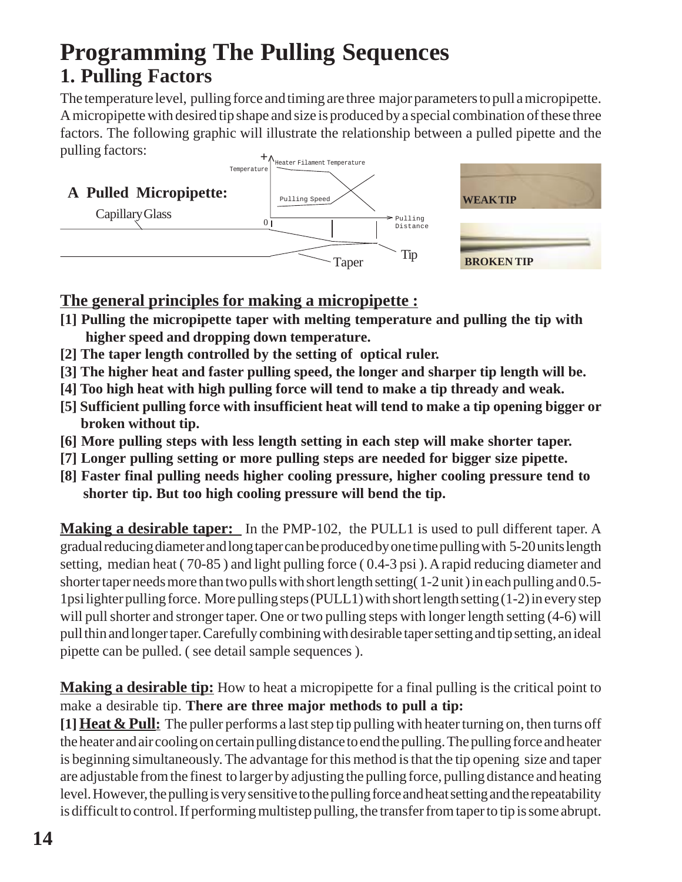# Programming The Pulling Sequences

## 1. Pulling Factors

The temperature level, pulling force and timing are three major parameters to pull a micropipette. A micropipette with desired tip shape and size is produced by a special combination of these three factors. The following graphic will illustrate the relationship between a pulled pipette and the pulling factors:

**A Pulled Micropipette:**

Capillary Glass

Temperature — Heater Filament Temperature — Pulling Speed — Pulling Distance

Taper — Tip

**WEAK TIP**

**BROKEN TIP**

**The general principles for making a micropipette :**

**[1] Pulling the micropipette taper with melting temperature and pulling the tip with higher speed and dropping down temperature.**
**[2] The taper length controlled by the setting of optical ruler.**
**[3] The higher heat and faster pulling speed, the longer and sharper tip length will be.**
**[4] Too high heat with high pulling force will tend to make a tip thready and weak.**
**[5] Sufficient pulling force with insufficient heat will tend to make a tip opening bigger or broken without tip.**
**[6] More pulling steps with less length setting in each step will make shorter taper.**
**[7] Longer pulling setting or more pulling steps are needed for bigger size pipette.**
**[8] Faster final pulling needs higher cooling pressure, higher cooling pressure tend to shorter tip. But too high cooling pressure will bend the tip.**

**Making a desirable taper:** In the PMP-102, the PULL1 is used to pull different taper. A gradual reducing diameter and long taper can be produced by one time pulling with 5-20 units length setting, median heat ( 70-85 ) and light pulling force ( 0.4-3 psi ). A rapid reducing diameter and shorter taper needs more than two pulls with short length setting( 1-2 unit ) in each pulling and 0.5-1psi lighter pulling force. More pulling steps (PULL1) with short length setting (1-2) in every step will pull shorter and stronger taper. One or two pulling steps with longer length setting (4-6) will pull thin and longer taper. Carefully combining with desirable taper setting and tip setting, an ideal pipette can be pulled. ( see detail sample sequences ).

**Making a desirable tip:** How to heat a micropipette for a final pulling is the critical point to make a desirable tip. **There are three major methods to pull a tip:**

**[1] Heat & Pull:** The puller performs a last step tip pulling with heater turning on, then turns off the heater and air cooling on certain pulling distance to end the pulling. The pulling force and heater is beginning simultaneously. The advantage for this method is that the tip opening size and taper are adjustable from the finest to larger by adjusting the pulling force, pulling distance and heating level. However, the pulling is very sensitive to the pulling force and heat setting and the repeatability is difficult to control. If performing multistep pulling, the transfer from taper to tip is some abrupt.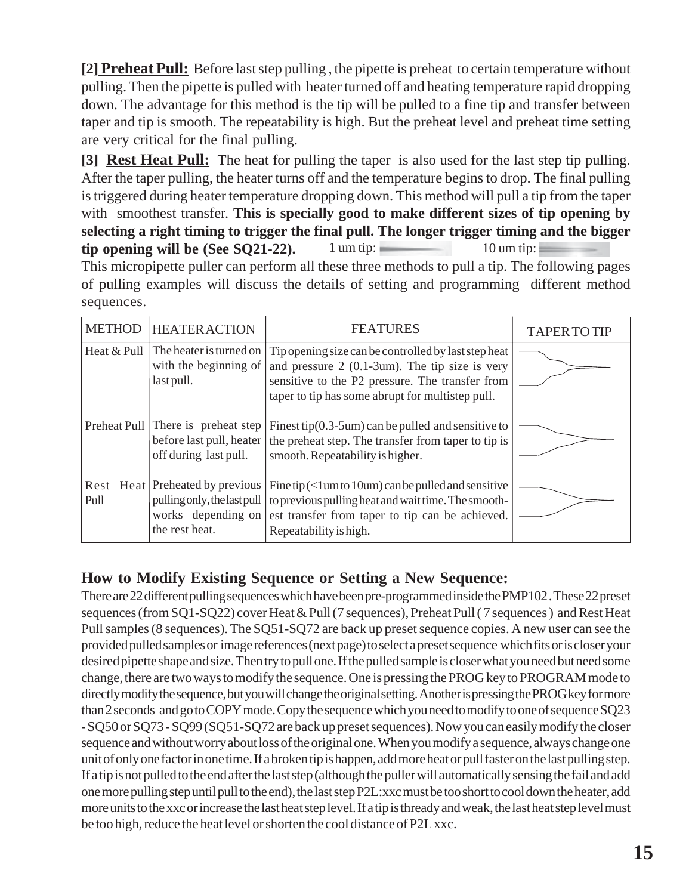**[2] Preheat Pull:** Before last step pulling , the pipette is preheat to certain temperature without pulling. Then the pipette is pulled with heater turned off and heating temperature rapid dropping down. The advantage for this method is the tip will be pulled to a fine tip and transfer between taper and tip is smooth. The repeatability is high. But the preheat level and preheat time setting are very critical for the final pulling.

**[3] Rest Heat Pull:** The heat for pulling the taper is also used for the last step tip pulling. After the taper pulling, the heater turns off and the temperature begins to drop. The final pulling is triggered during heater temperature dropping down. This method will pull a tip from the taper with smoothest transfer. **This is specially good to make different sizes of tip opening by selecting a right timing to trigger the final pull. The longer trigger timing and the bigger tip opening will be (See SQ21-22).** 1 um tip: 10 um tip:

This micropipette puller can perform all these three methods to pull a tip. The following pages of pulling examples will discuss the details of setting and programming different method sequences.

| METHOD | HEATER ACTION | FEATURES | TAPER TO TIP |
|---|---|---|---|
| Heat & Pull | The heater is turned on with the beginning of last pull. | Tip opening size can be controlled by last step heat and pressure 2 (0.1-3um). The tip size is very sensitive to the P2 pressure. The transfer from taper to tip has some abrupt for multistep pull. | |
| Preheat Pull | There is preheat step before last pull, heater off during last pull. | Finest tip(0.3-5um) can be pulled and sensitive to the preheat step. The transfer from taper to tip is smooth. Repeatability is higher. | |
| Rest Heat Pull | Preheated by previous pulling only, the last pull works depending on the rest heat. | Fine tip (<1um to 10um) can be pulled and sensitive to previous pulling heat and wait time. The smoothest transfer from taper to tip can be achieved. Repeatability is high. | |

## How to Modify Existing Sequence or Setting a New Sequence:

There are 22 different pulling sequences which have been pre-programmed inside the PMP102 . These 22 preset sequences (from SQ1-SQ22) cover Heat & Pull (7 sequences), Preheat Pull ( 7 sequences ) and Rest Heat Pull samples (8 sequences). The SQ51-SQ72 are back up preset sequence copies. A new user can see the provided pulled samples or image references (next page) to select a preset sequence which fits or is closer your desired pipette shape and size. Then try to pull one. If the pulled sample is closer what you need but need some change, there are two ways to modify the sequence. One is pressing the PROG key to PROGRAM mode to directly modify the sequence, but you will change the original setting. Another is pressing the PROG key for more than 2 seconds and go to COPY mode. Copy the sequence which you need to modify to one of sequence SQ23 - SQ50 or SQ73 - SQ99 (SQ51-SQ72 are back up preset sequences). Now you can easily modify the closer sequence and without worry about loss of the original one. When you modify a sequence, always change one unit of only one factor in one time. If a broken tip is happen, add more heat or pull faster on the last pulling step. If a tip is not pulled to the end after the last step (although the puller will automatically sensing the fail and add one more pulling step until pull to the end), the last step P2L:xxc must be too short to cool down the heater, add more units to the xxc or increase the last heat step level. If a tip is thready and weak, the last heat step level must be too high, reduce the heat level or shorten the cool distance of P2L xxc.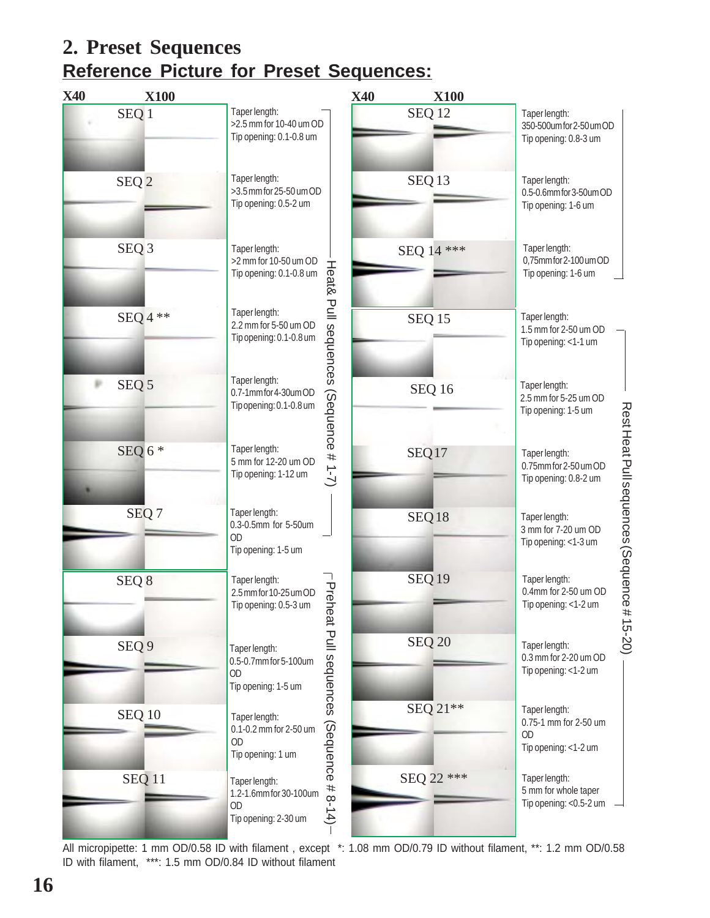## 2. Preset Sequences

**Reference Picture for Preset Sequences:**

| Sequence | Taper length | Tip opening | Group |
|---|---|---|---|
| SEQ 1 | >2.5 mm for 10-40 um OD | 0.1-0.8 um | Heat& Pull sequences (Sequence # 1-7) |
| SEQ 2 | >3.5 mm for 25-50 um OD | 0.5-2 um | Heat& Pull sequences (Sequence # 1-7) |
| SEQ 3 | >2 mm for 10-50 um OD | 0.1-0.8 um | Heat& Pull sequences (Sequence # 1-7) |
| SEQ 4 ** | 2.2 mm for 5-50 um OD | 0.1-0.8 um | Heat& Pull sequences (Sequence # 1-7) |
| SEQ 5 | 0.7-1mm for 4-30um OD | 0.1-0.8 um | Heat& Pull sequences (Sequence # 1-7) |
| SEQ 6 * | 5 mm for 12-20 um OD | 1-12 um | Heat& Pull sequences (Sequence # 1-7) |
| SEQ 7 | 0.3-0.5mm for 5-50um OD | 1-5 um | Heat& Pull sequences (Sequence # 1-7) |
| SEQ 8 | 2.5mm for 10-25 um OD | 0.5-3 um | Preheat Pull sequences (Sequence # 8-14) |
| SEQ 9 | 0.5-0.7mm for 5-100um OD | 1-5 um | Preheat Pull sequences (Sequence # 8-14) |
| SEQ 10 | 0.1-0.2 mm for 2-50 um OD | 1 um | Preheat Pull sequences (Sequence # 8-14) |
| SEQ 11 | 1.2-1.6mm for 30-100um OD | 2-30 um | Preheat Pull sequences (Sequence # 8-14) |
| SEQ 12 | 350-500um for 2-50 um OD | 0.8-3 um | Preheat Pull sequences (Sequence # 8-14) |
| SEQ 13 | 0.5-0.6mm for 3-50um OD | 1-6 um | Preheat Pull sequences (Sequence # 8-14) |
| SEQ 14 *** | 0,75mm for 2-100 um OD | 1-6 um | Preheat Pull sequences (Sequence # 8-14) |
| SEQ 15 | 1.5 mm for 2-50 um OD | <1-1 um | Rest Heat Pull sequences (Sequence # 15-20) |
| SEQ 16 | 2.5 mm for 5-25 um OD | 1-5 um | Rest Heat Pull sequences (Sequence # 15-20) |
| SEQ17 | 0.75mm for 2-50 um OD | 0.8-2 um | Rest Heat Pull sequences (Sequence # 15-20) |
| SEQ18 | 3 mm for 7-20 um OD | <1-3 um | Rest Heat Pull sequences (Sequence # 15-20) |
| SEQ 19 | 0.4mm for 2-50 um OD | <1-2 um | Rest Heat Pull sequences (Sequence # 15-20) |
| SEQ 20 | 0.3 mm for 2-20 um OD | <1-2 um | Rest Heat Pull sequences (Sequence # 15-20) |
| SEQ 21** | 0.75-1 mm for 2-50 um OD | <1-2 um | Rest Heat Pull sequences (Sequence # 15-20) |
| SEQ 22 *** | 5 mm for whole taper | <0.5-2 um | Rest Heat Pull sequences (Sequence # 15-20) |

(Reference pictures shown at X40 and X100 magnification.)

All micropipette: 1 mm OD/0.58 ID with filament , except *: 1.08 mm OD/0.79 ID without filament, **: 1.2 mm OD/0.58 ID with filament, ***: 1.5 mm OD/0.84 ID without filament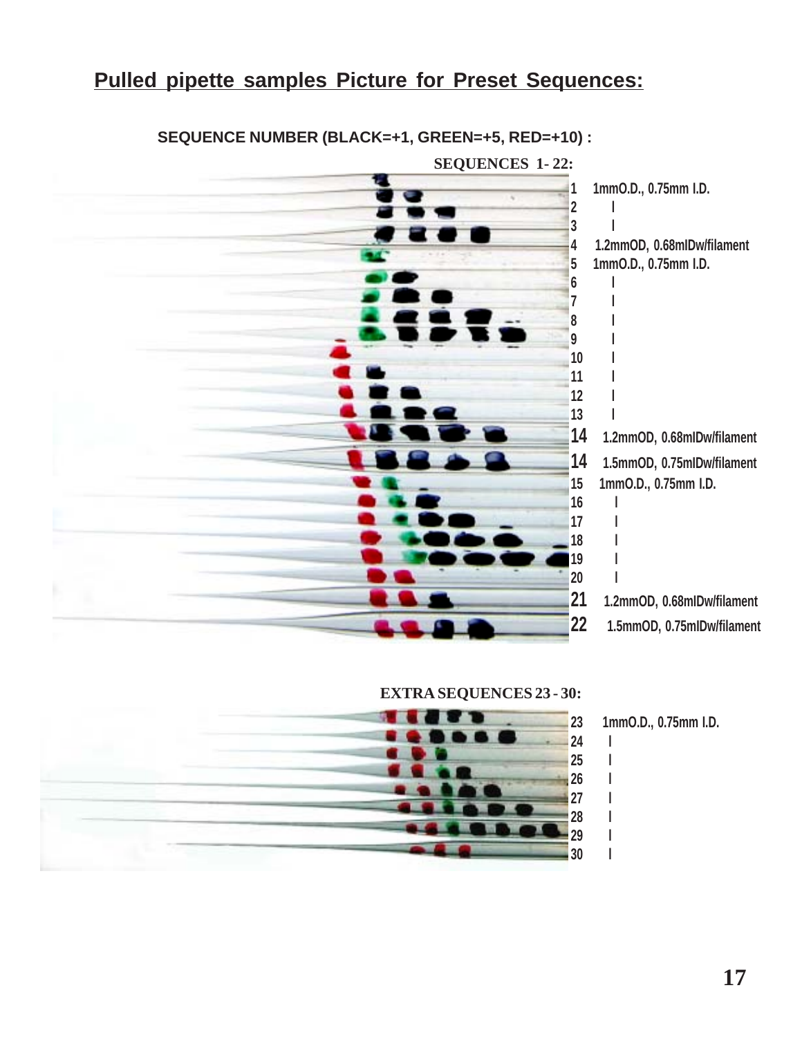## Pulled pipette samples Picture for Preset Sequences:

**SEQUENCE NUMBER (BLACK=+1, GREEN=+5, RED=+10) :**

**SEQUENCES 1- 22:**

1 1mmO.D., 0.75mm I.D.
2 |
3 |
4 1.2mmOD, 0.68mIDw/filament
5 1mmO.D., 0.75mm I.D.
6 |
7 |
8 |
9 |
10 |
11 |
12 |
13 |
14 1.2mmOD, 0.68mIDw/filament
14 1.5mmOD, 0.75mIDw/filament
15 1mmO.D., 0.75mm I.D.
16 |
17 |
18 |
19 |
20 |
21 1.2mmOD, 0.68mIDw/filament
22 1.5mmOD, 0.75mIDw/filament

**EXTRA SEQUENCES 23 - 30:**

23 1mmO.D., 0.75mm I.D.
24 |
25 |
26 |
27 |
28 |
29 |
30 |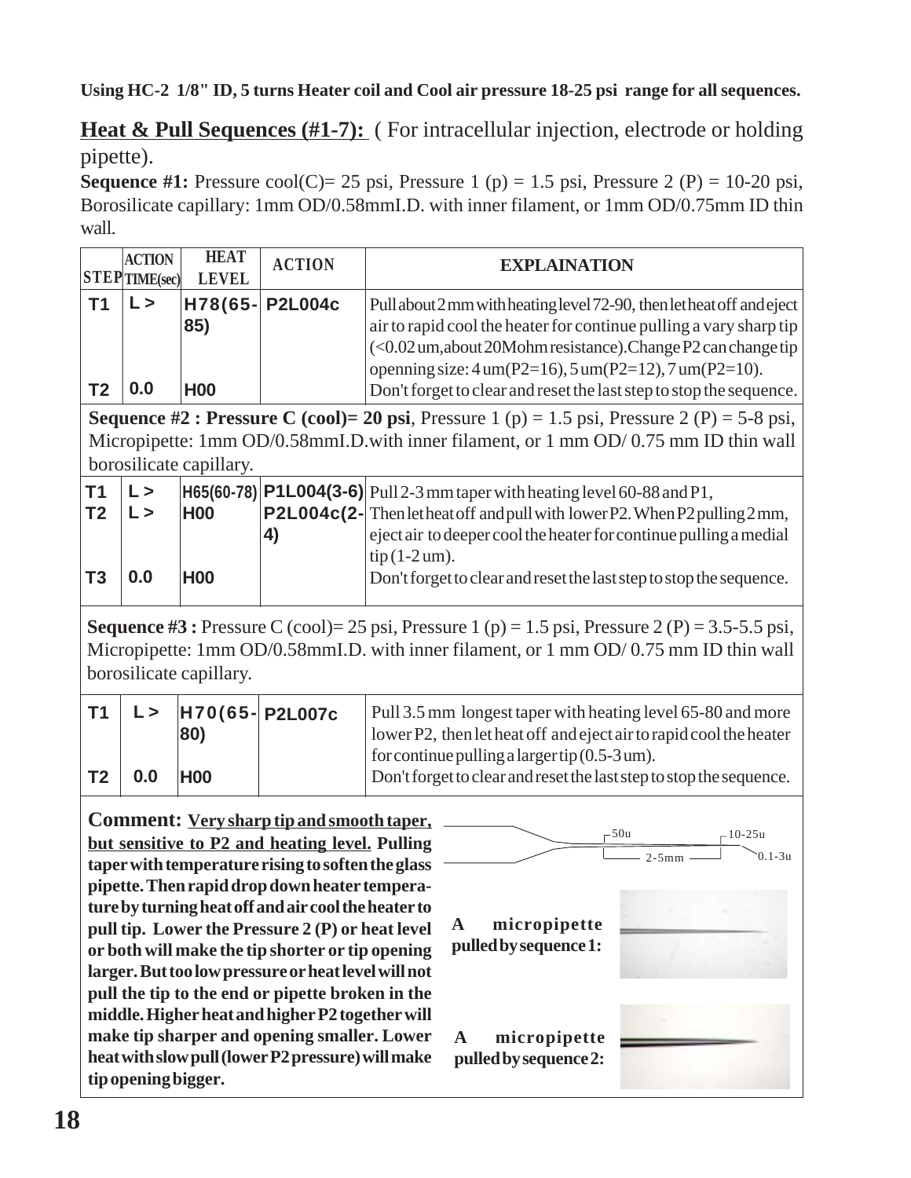**Using HC-2 1/8" ID, 5 turns Heater coil and Cool air pressure 18-25 psi range for all sequences.**

**Heat & Pull Sequences (#1-7):** ( For intracellular injection, electrode or holding pipette).

**Sequence #1:** Pressure cool(C)= 25 psi, Pressure 1 (p) = 1.5 psi, Pressure 2 (P) = 10-20 psi, Borosilicate capillary: 1mm OD/0.58mmI.D. with inner filament, or 1mm OD/0.75mm ID thin wall.

| STEP | ACTION TIME(sec) | HEAT LEVEL | ACTION | EXPLAINATION |
|---|---|---|---|---|
| T1 | L > | H78(65-85) | P2L004c | Pull about 2 mm with heating level 72-90, then let heat off and eject air to rapid cool the heater for continue pulling a vary sharp tip (<0.02 um, about 20Mohm resistance). Change P2 can change tip openning size: 4 um(P2=16), 5 um(P2=12), 7 um(P2=10). |
| T2 | 0.0 | H00 | | Don't forget to clear and reset the last step to stop the sequence. |

**Sequence #2 : Pressure C (cool)= 20 psi**, Pressure 1 (p) = 1.5 psi, Pressure 2 (P) = 5-8 psi, Micropipette: 1mm OD/0.58mmI.D.with inner filament, or 1 mm OD/ 0.75 mm ID thin wall borosilicate capillary.

| STEP | ACTION TIME(sec) | HEAT LEVEL | ACTION | EXPLAINATION |
|---|---|---|---|---|
| T1 | L > | H65(60-78) | P1L004(3-6) | Pull 2-3 mm taper with heating level 60-88 and P1, |
| T2 | L > | H00 | P2L004c(2-4) | Then let heat off and pull with lower P2. When P2 pulling 2 mm, eject air to deeper cool the heater for continue pulling a medial tip (1-2 um). |
| T3 | 0.0 | H00 | | Don't forget to clear and reset the last step to stop the sequence. |

**Sequence #3 :** Pressure C (cool)= 25 psi, Pressure 1 (p) = 1.5 psi, Pressure 2 (P) = 3.5-5.5 psi, Micropipette: 1mm OD/0.58mmI.D. with inner filament, or 1 mm OD/ 0.75 mm ID thin wall borosilicate capillary.

| STEP | ACTION TIME(sec) | HEAT LEVEL | ACTION | EXPLAINATION |
|---|---|---|---|---|
| T1 | L > | H70(65-80) | P2L007c | Pull 3.5 mm longest taper with heating level 65-80 and more lower P2, then let heat off and eject air to rapid cool the heater for continue pulling a larger tip (0.5-3 um). |
| T2 | 0.0 | H00 | | Don't forget to clear and reset the last step to stop the sequence. |

**Comment:** **Very sharp tip and smooth taper, but sensitive to P2 and heating level. Pulling taper with temperature rising to soften the glass pipette. Then rapid drop down heater temperature by turning heat off and air cool the heater to pull tip. Lower the Pressure 2 (P) or heat level or both will make the tip shorter or tip opening larger. But too low pressure or heat level will not pull the tip to the end or pipette broken in the middle. Higher heat and higher P2 together will make tip sharper and opening smaller. Lower heat with slow pull (lower P2 pressure) will make tip opening bigger.**

50u — 10-25u — 2-5mm — 0.1-3u

**A micropipette pulled by sequence 1:**

**A micropipette pulled by sequence 2:**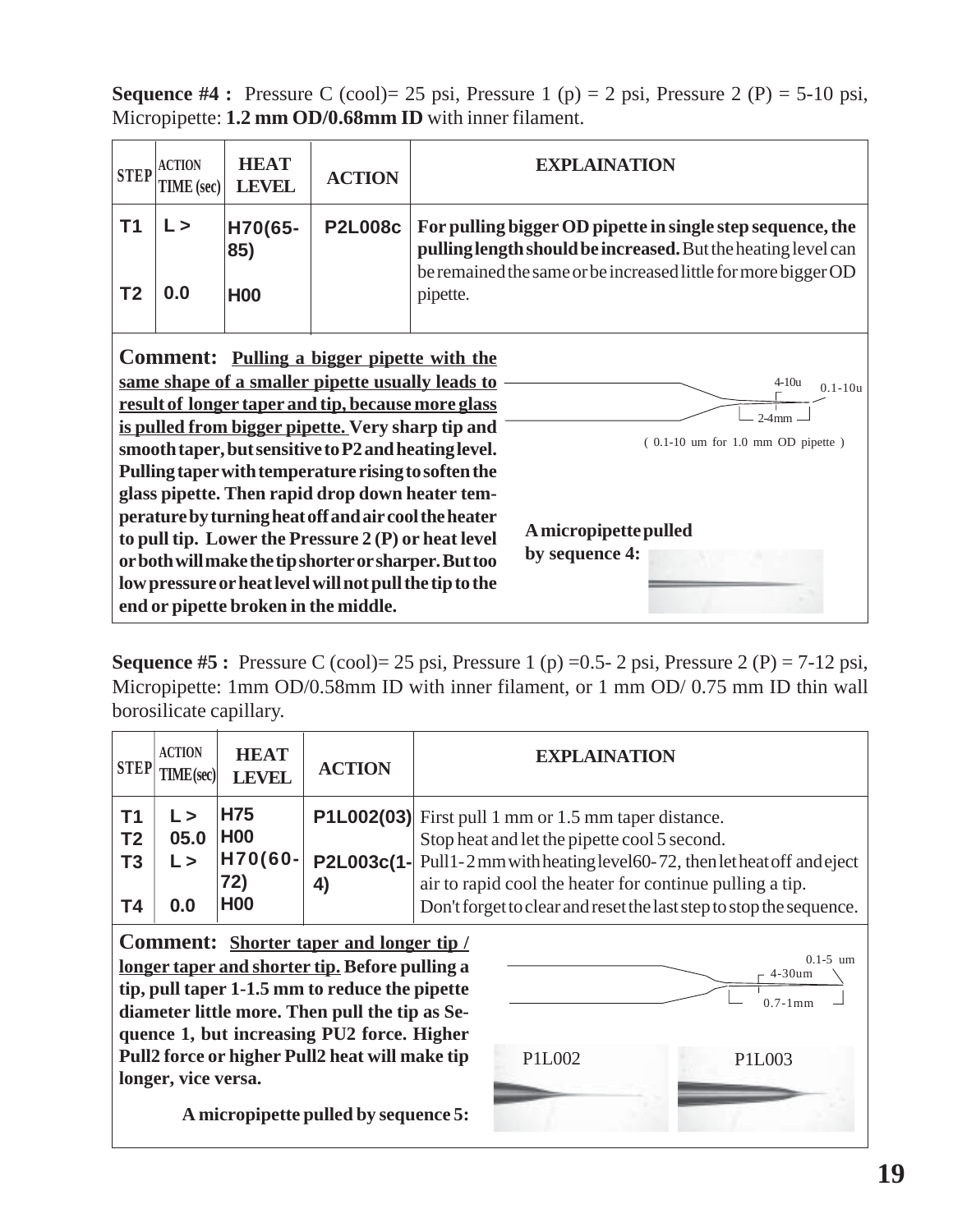**Sequence #4 :** Pressure C (cool)= 25 psi, Pressure 1 (p) = 2 psi, Pressure 2 (P) = 5-10 psi, Micropipette: **1.2 mm OD/0.68mm ID** with inner filament.

| STEP | ACTION TIME (sec) | HEAT LEVEL | ACTION | EXPLAINATION |
|---|---|---|---|---|
| T1 | L > | H70(65-85) | P2L008c | **For pulling bigger OD pipette in single step sequence, the pulling length should be increased.** But the heating level can be remained the same or be increased little for more bigger OD pipette. |
| T2 | 0.0 | H00 | | |

**Comment:** **Pulling a bigger pipette with the same shape of a smaller pipette usually leads to result of longer taper and tip, because more glass is pulled from bigger pipette.** **Very sharp tip and smooth taper, but sensitive to P2 and heating level. Pulling taper with temperature rising to soften the glass pipette. Then rapid drop down heater temperature by turning heat off and air cool the heater to pull tip. Lower the Pressure 2 (P) or heat level or both will make the tip shorter or sharper. But too low pressure or heat level will not pull the tip to the end or pipette broken in the middle.**

4-10u 0.1-10u 2-4mm

( 0.1-10 um for 1.0 mm OD pipette )

**A micropipette pulled by sequence 4:**

**Sequence #5 :** Pressure C (cool)= 25 psi, Pressure 1 (p) =0.5- 2 psi, Pressure 2 (P) = 7-12 psi, Micropipette: 1mm OD/0.58mm ID with inner filament, or 1 mm OD/ 0.75 mm ID thin wall borosilicate capillary.

| STEP | ACTION TIME(sec) | HEAT LEVEL | ACTION | EXPLAINATION |
|---|---|---|---|---|
| T1 | L > | H75 | P1L002(03) | First pull 1 mm or 1.5 mm taper distance. |
| T2 | 05.0 | H00 | | Stop heat and let the pipette cool 5 second. |
| T3 | L > | H70(60-72) | P2L003c(1-4) | Pull1-2 mm with heating level60-72, then let heat off and eject air to rapid cool the heater for continue pulling a tip. |
| T4 | 0.0 | H00 | | Don't forget to clear and reset the last step to stop the sequence. |

**Comment:** **Shorter taper and longer tip / longer taper and shorter tip.** **Before pulling a tip, pull taper 1-1.5 mm to reduce the pipette diameter little more. Then pull the tip as Sequence 1, but increasing PU2 force. Higher Pull2 force or higher Pull2 heat will make tip longer, vice versa.**

0.1-5 um 4-30um 0.7-1mm

P1L002 P1L003

**A micropipette pulled by sequence 5:**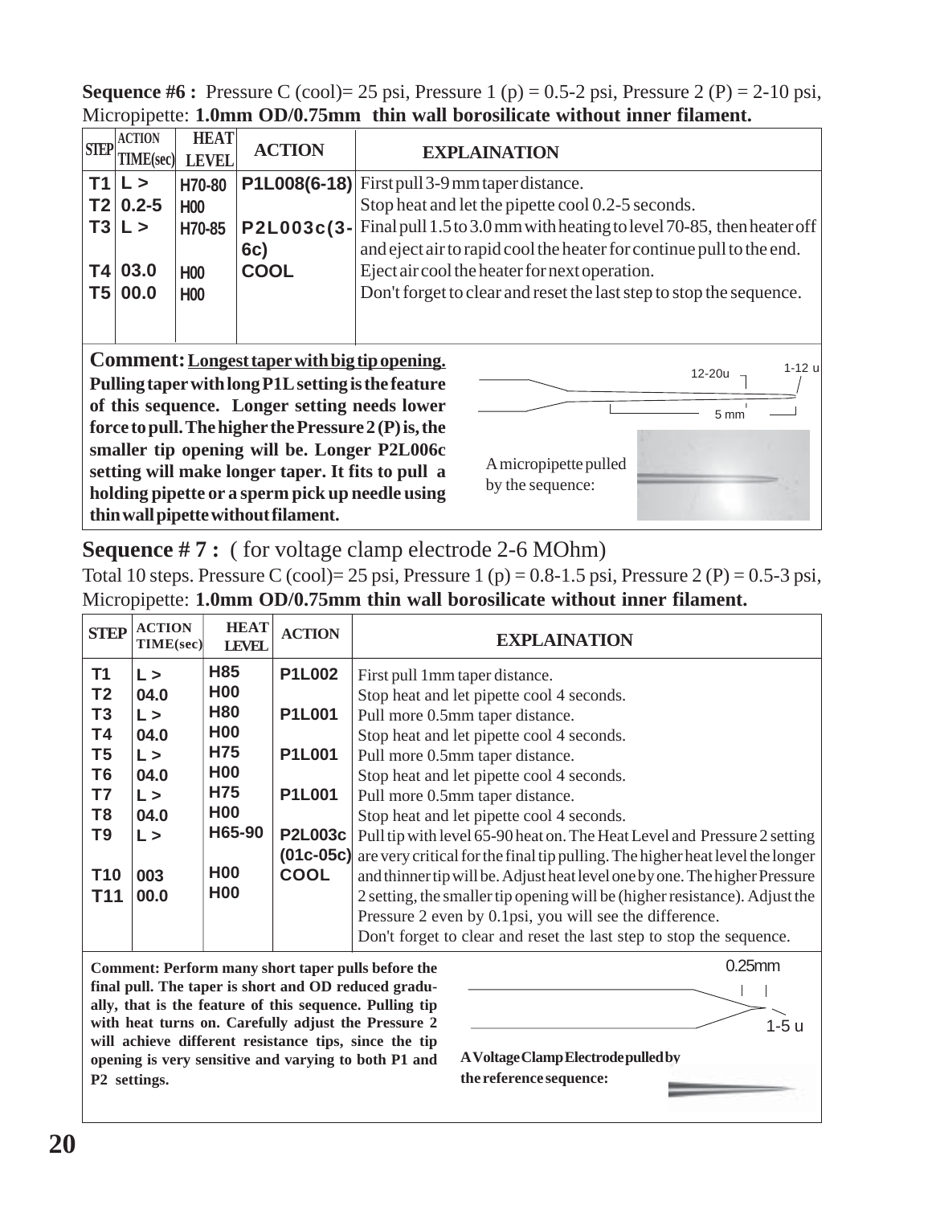**Sequence #6 :** Pressure C (cool)= 25 psi, Pressure 1 (p) = 0.5-2 psi, Pressure 2 (P) = 2-10 psi, Micropipette: **1.0mm OD/0.75mm thin wall borosilicate without inner filament.**

| STEP | ACTION TIME(sec) | HEAT LEVEL | ACTION | EXPLAINATION |
|---|---|---|---|---|
| T1 | L > | H70-80 | P1L008(6-18) | First pull 3-9 mm taper distance. |
| T2 | 0.2-5 | H00 | | Stop heat and let the pipette cool 0.2-5 seconds. |
| T3 | L > | H70-85 | P2L003c(3-6c) | Final pull 1.5 to 3.0 mm with heating to level 70-85, then heater off and eject air to rapid cool the heater for continue pull to the end. |
| T4 | 03.0 | H00 | COOL | Eject air cool the heater for next operation. |
| T5 | 00.0 | H00 | | Don't forget to clear and reset the last step to stop the sequence. |

**Comment: Longest taper with big tip opening. Pulling taper with long P1L setting is the feature of this sequence. Longer setting needs lower force to pull. The higher the Pressure 2 (P) is, the smaller tip opening will be. Longer P2L006c setting will make longer taper. It fits to pull a holding pipette or a sperm pick up needle using thin wall pipette without filament.**

12-20u 1-12 u 5 mm

A micropipette pulled by the sequence:

## Sequence # 7 : ( for voltage clamp electrode 2-6 MOhm)

Total 10 steps. Pressure C (cool)= 25 psi, Pressure 1 (p) = 0.8-1.5 psi, Pressure 2 (P) = 0.5-3 psi, Micropipette: **1.0mm OD/0.75mm thin wall borosilicate without inner filament.**

| STEP | ACTION TIME(sec) | HEAT LEVEL | ACTION | EXPLAINATION |
|---|---|---|---|---|
| T1 | L > | H85 | P1L002 | First pull 1mm taper distance. |
| T2 | 04.0 | H00 | | Stop heat and let pipette cool 4 seconds. |
| T3 | L > | H80 | P1L001 | Pull more 0.5mm taper distance. |
| T4 | 04.0 | H00 | | Stop heat and let pipette cool 4 seconds. |
| T5 | L > | H75 | P1L001 | Pull more 0.5mm taper distance. |
| T6 | 04.0 | H00 | | Stop heat and let pipette cool 4 seconds. |
| T7 | L > | H75 | P1L001 | Pull more 0.5mm taper distance. |
| T8 | 04.0 | H00 | | Stop heat and let pipette cool 4 seconds. |
| T9 | L > | H65-90 | P2L003c (01c-05c) | Pull tip with level 65-90 heat on. The Heat Level and Pressure 2 setting are very critical for the final tip pulling. The higher heat level the longer and thinner tip will be. Adjust heat level one by one. The higher Pressure 2 setting, the smaller tip opening will be (higher resistance). Adjust the Pressure 2 even by 0.1psi, you will see the difference. |
| T10 | 003 | H00 | COOL | |
| T11 | 00.0 | H00 | | Don't forget to clear and reset the last step to stop the sequence. |

**Comment: Perform many short taper pulls before the final pull. The taper is short and OD reduced gradually, that is the feature of this sequence. Pulling tip with heat turns on. Carefully adjust the Pressure 2 will achieve different resistance tips, since the tip opening is very sensitive and varying to both P1 and P2 settings.**

0.25mm 1-5 u

**A Voltage Clamp Electrode pulled by the reference sequence:**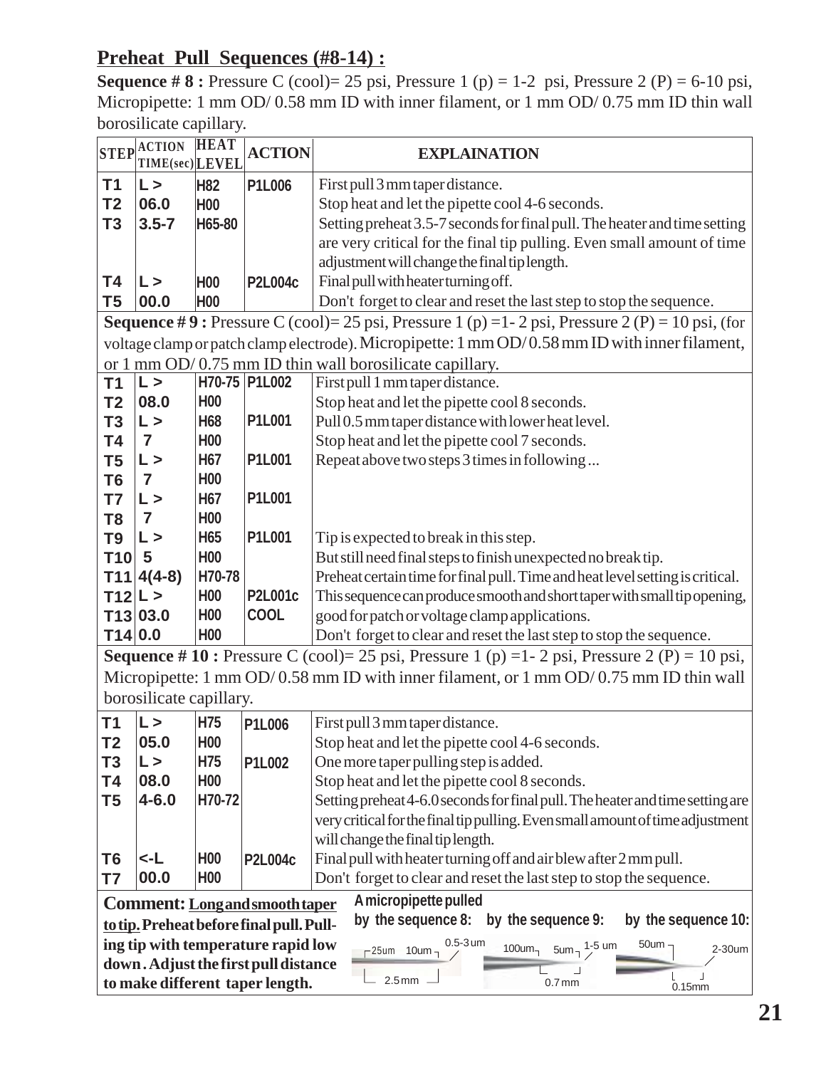## Preheat Pull Sequences (#8-14) :

**Sequence # 8 :** Pressure C (cool)= 25 psi, Pressure 1 (p) = 1-2 psi, Pressure 2 (P) = 6-10 psi, Micropipette: 1 mm OD/ 0.58 mm ID with inner filament, or 1 mm OD/ 0.75 mm ID thin wall borosilicate capillary.

| STEP | ACTION TIME(sec) | HEAT LEVEL | ACTION | EXPLAINATION |
|---|---|---|---|---|
| T1 | L > | H82 | P1L006 | First pull 3 mm taper distance. |
| T2 | 06.0 | H00 | | Stop heat and let the pipette cool 4-6 seconds. |
| T3 | 3.5-7 | H65-80 | | Setting preheat 3.5-7 seconds for final pull. The heater and time setting are very critical for the final tip pulling. Even small amount of time adjustment will change the final tip length. |
| T4 | L > | H00 | P2L004c | Final pull with heater turning off. |
| T5 | 00.0 | H00 | | Don't forget to clear and reset the last step to stop the sequence. |

**Sequence # 9 :** Pressure C (cool)= 25 psi, Pressure 1 (p) =1- 2 psi, Pressure 2 (P) = 10 psi, (for voltage clamp or patch clamp electrode). Micropipette: 1 mm OD/ 0.58 mm ID with inner filament, or 1 mm OD/ 0.75 mm ID thin wall borosilicate capillary.

| STEP | ACTION TIME(sec) | HEAT LEVEL | ACTION | EXPLAINATION |
|---|---|---|---|---|
| T1 | L > | H70-75 | P1L002 | First pull 1 mm taper distance. |
| T2 | 08.0 | H00 | | Stop heat and let the pipette cool 8 seconds. |
| T3 | L > | H68 | P1L001 | Pull 0.5 mm taper distance with lower heat level. |
| T4 | 7 | H00 | | Stop heat and let the pipette cool 7 seconds. |
| T5 | L > | H67 | P1L001 | Repeat above two steps 3 times in following ... |
| T6 | 7 | H00 | | |
| T7 | L > | H67 | P1L001 | |
| T8 | 7 | H00 | | |
| T9 | L > | H65 | P1L001 | Tip is expected to break in this step. |
| T10 | 5 | H00 | | But still need final steps to finish unexpected no break tip. |
| T11 | 4(4-8) | H70-78 | | Preheat certain time for final pull. Time and heat level setting is critical. |
| T12 | L > | H00 | P2L001c | This sequence can produce smooth and short taper with small tip opening, |
| T13 | 03.0 | H00 | COOL | good for patch or voltage clamp applications. |
| T14 | 0.0 | H00 | | Don't forget to clear and reset the last step to stop the sequence. |

**Sequence # 10 :** Pressure C (cool)= 25 psi, Pressure 1 (p) =1- 2 psi, Pressure 2 (P) = 10 psi, Micropipette: 1 mm OD/ 0.58 mm ID with inner filament, or 1 mm OD/ 0.75 mm ID thin wall borosilicate capillary.

| STEP | ACTION TIME(sec) | HEAT LEVEL | ACTION | EXPLAINATION |
|---|---|---|---|---|
| T1 | L > | H75 | P1L006 | First pull 3 mm taper distance. |
| T2 | 05.0 | H00 | | Stop heat and let the pipette cool 4-6 seconds. |
| T3 | L > | H75 | P1L002 | One more taper pulling step is added. |
| T4 | 08.0 | H00 | | Stop heat and let the pipette cool 8 seconds. |
| T5 | 4-6.0 | H70-72 | | Setting preheat 4-6.0 seconds for final pull. The heater and time setting are very critical for the final tip pulling. Even small amount of time adjustment will change the final tip length. |
| T6 | <-L | H00 | P2L004c | Final pull with heater turning off and air blew after 2 mm pull. |
| T7 | 00.0 | H00 | | Don't forget to clear and reset the last step to stop the sequence. |

**Comment:** **Long and smooth taper to tip. Preheat before final pull. Pulling tip with temperature rapid low down. Adjust the first pull distance to make different taper length.**

A micropipette pulled by the sequence 8: by the sequence 9: by the sequence 10:

Sequence 8: 25um, 10um, 0.5-3 um, 2.5 mm
Sequence 9: 100um, 5um, 1-5 um, 0.7 mm
Sequence 10: 50um, 2-30um, 0.15mm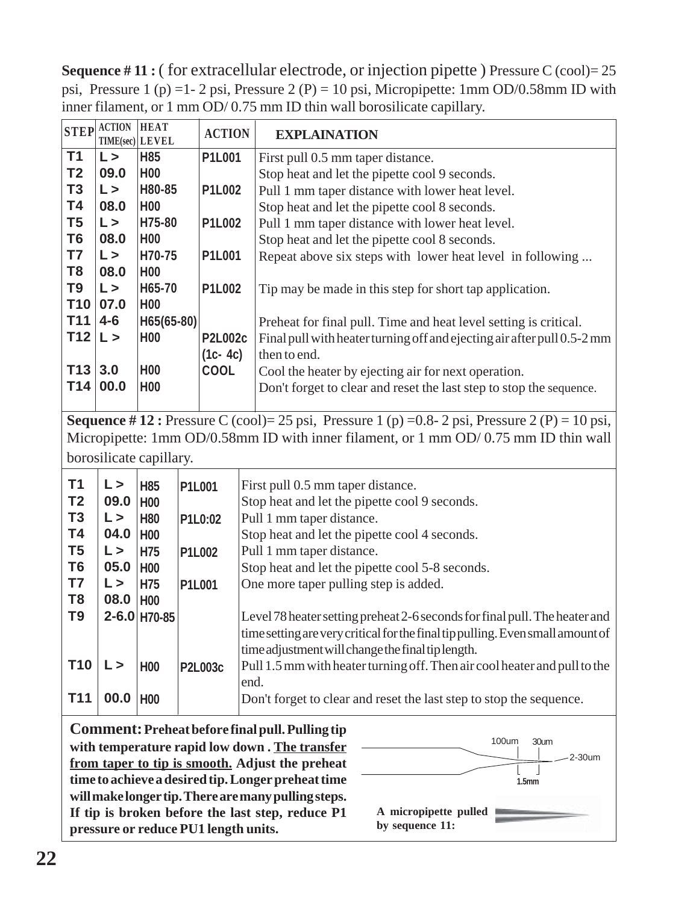**Sequence # 11 :** ( for extracellular electrode, or injection pipette ) Pressure C (cool)= 25 psi, Pressure 1 (p) =1- 2 psi, Pressure 2 (P) = 10 psi, Micropipette: 1mm OD/0.58mm ID with inner filament, or 1 mm OD/ 0.75 mm ID thin wall borosilicate capillary.

| STEP | ACTION TIME(sec) | HEAT LEVEL | ACTION | EXPLAINATION |
|---|---|---|---|---|
| T1 | L > | H85 | P1L001 | First pull 0.5 mm taper distance. |
| T2 | 09.0 | H00 | | Stop heat and let the pipette cool 9 seconds. |
| T3 | L > | H80-85 | P1L002 | Pull 1 mm taper distance with lower heat level. |
| T4 | 08.0 | H00 | | Stop heat and let the pipette cool 8 seconds. |
| T5 | L > | H75-80 | P1L002 | Pull 1 mm taper distance with lower heat level. |
| T6 | 08.0 | H00 | | Stop heat and let the pipette cool 8 seconds. |
| T7 | L > | H70-75 | P1L001 | Repeat above six steps with lower heat level in following ... |
| T8 | 08.0 | H00 | | |
| T9 | L > | H65-70 | P1L002 | Tip may be made in this step for short tap application. |
| T10 | 07.0 | H00 | | |
| T11 | 4-6 | H65(65-80) | | Preheat for final pull. Time and heat level setting is critical. |
| T12 | L > | H00 | P2L002c (1c- 4c) | Final pull with heater turning off and ejecting air after pull 0.5-2 mm then to end. |
| T13 | 3.0 | H00 | COOL | Cool the heater by ejecting air for next operation. |
| T14 | 00.0 | H00 | | Don't forget to clear and reset the last step to stop the sequence. |

**Sequence # 12 :** Pressure C (cool)= 25 psi, Pressure 1 (p) =0.8- 2 psi, Pressure 2 (P) = 10 psi, Micropipette: 1mm OD/0.58mm ID with inner filament, or 1 mm OD/ 0.75 mm ID thin wall borosilicate capillary.

| STEP | ACTION TIME(sec) | HEAT LEVEL | ACTION | EXPLAINATION |
|---|---|---|---|---|
| T1 | L > | H85 | P1L001 | First pull 0.5 mm taper distance. |
| T2 | 09.0 | H00 | | Stop heat and let the pipette cool 9 seconds. |
| T3 | L > | H80 | P1L0:02 | Pull 1 mm taper distance. |
| T4 | 04.0 | H00 | | Stop heat and let the pipette cool 4 seconds. |
| T5 | L > | H75 | P1L002 | Pull 1 mm taper distance. |
| T6 | 05.0 | H00 | | Stop heat and let the pipette cool 5-8 seconds. |
| T7 | L > | H75 | P1L001 | One more taper pulling step is added. |
| T8 | 08.0 | H00 | | |
| T9 | 2-6.0 | H70-85 | | Level 78 heater setting preheat 2-6 seconds for final pull. The heater and time setting are very critical for the final tip pulling. Even small amount of time adjustment will change the final tip length. |
| T10 | L > | H00 | P2L003c | Pull 1.5 mm with heater turning off. Then air cool heater and pull to the end. |
| T11 | 00.0 | H00 | | Don't forget to clear and reset the last step to stop the sequence. |

**Comment: Preheat before final pull. Pulling tip with temperature rapid low down . <u>The transfer from taper to tip is smooth.</u> Adjust the preheat time to achieve a desired tip. Longer preheat time will make longer tip. There are many pulling steps. If tip is broken before the last step, reduce P1 pressure or reduce PU1 length units.**

100um 30um 2-30um 1.5mm

**A micropipette pulled by sequence 11:**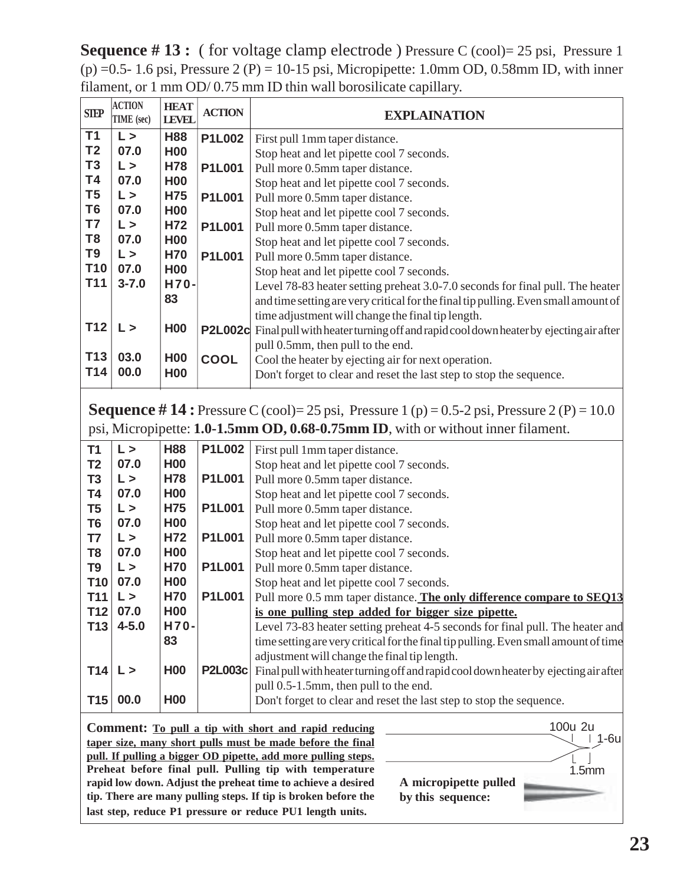**Sequence # 13 :** ( for voltage clamp electrode ) Pressure C (cool)= 25 psi, Pressure 1 (p) =0.5- 1.6 psi, Pressure 2 (P) = 10-15 psi, Micropipette: 1.0mm OD, 0.58mm ID, with inner filament, or 1 mm OD/ 0.75 mm ID thin wall borosilicate capillary.

| STEP | ACTION TIME (sec) | HEAT LEVEL | ACTION | EXPLAINATION |
|---|---|---|---|---|
| T1 | L > | H88 | P1L002 | First pull 1mm taper distance. |
| T2 | 07.0 | H00 | | Stop heat and let pipette cool 7 seconds. |
| T3 | L > | H78 | P1L001 | Pull more 0.5mm taper distance. |
| T4 | 07.0 | H00 | | Stop heat and let pipette cool 7 seconds. |
| T5 | L > | H75 | P1L001 | Pull more 0.5mm taper distance. |
| T6 | 07.0 | H00 | | Stop heat and let pipette cool 7 seconds. |
| T7 | L > | H72 | P1L001 | Pull more 0.5mm taper distance. |
| T8 | 07.0 | H00 | | Stop heat and let pipette cool 7 seconds. |
| T9 | L > | H70 | P1L001 | Pull more 0.5mm taper distance. |
| T10 | 07.0 | H00 | | Stop heat and let pipette cool 7 seconds. |
| T11 | 3-7.0 | H70-83 | | Level 78-83 heater setting preheat 3.0-7.0 seconds for final pull. The heater and time setting are very critical for the final tip pulling. Even small amount of time adjustment will change the final tip length. |
| T12 | L > | H00 | P2L002c | Final pull with heater turning off and rapid cool down heater by ejecting air after pull 0.5mm, then pull to the end. |
| T13 | 03.0 | H00 | COOL | Cool the heater by ejecting air for next operation. |
| T14 | 00.0 | H00 | | Don't forget to clear and reset the last step to stop the sequence. |

**Sequence # 14 :** Pressure C (cool)= 25 psi, Pressure 1 (p) = 0.5-2 psi, Pressure 2 (P) = 10.0 psi, Micropipette: **1.0-1.5mm OD, 0.68-0.75mm ID**, with or without inner filament.

| STEP | ACTION TIME (sec) | HEAT LEVEL | ACTION | EXPLAINATION |
|---|---|---|---|---|
| T1 | L > | H88 | P1L002 | First pull 1mm taper distance. |
| T2 | 07.0 | H00 | | Stop heat and let pipette cool 7 seconds. |
| T3 | L > | H78 | P1L001 | Pull more 0.5mm taper distance. |
| T4 | 07.0 | H00 | | Stop heat and let pipette cool 7 seconds. |
| T5 | L > | H75 | P1L001 | Pull more 0.5mm taper distance. |
| T6 | 07.0 | H00 | | Stop heat and let pipette cool 7 seconds. |
| T7 | L > | H72 | P1L001 | Pull more 0.5mm taper distance. |
| T8 | 07.0 | H00 | | Stop heat and let pipette cool 7 seconds. |
| T9 | L > | H70 | P1L001 | Pull more 0.5mm taper distance. |
| T10 | 07.0 | H00 | | Stop heat and let pipette cool 7 seconds. |
| T11 | L > | H70 | P1L001 | Pull more 0.5 mm taper distance. **The only difference compare to SEQ13** |
| T12 | 07.0 | H00 | | **is one pulling step added for bigger size pipette.** |
| T13 | 4-5.0 | H70-83 | | Level 73-83 heater setting preheat 4-5 seconds for final pull. The heater and time setting are very critical for the final tip pulling. Even small amount of time adjustment will change the final tip length. |
| T14 | L > | H00 | P2L003c | Final pull with heater turning off and rapid cool down heater by ejecting air after pull 0.5-1.5mm, then pull to the end. |
| T15 | 00.0 | H00 | | Don't forget to clear and reset the last step to stop the sequence. |

**Comment: To pull a tip with short and rapid reducing taper size, many short pulls must be made before the final pull. If pulling a bigger OD pipette, add more pulling steps. Preheat before final pull. Pulling tip with temperature rapid low down. Adjust the preheat time to achieve a desired tip. There are many pulling steps. If tip is broken before the last step, reduce P1 pressure or reduce PU1 length units.**

100u 2u 1-6u 1.5mm

**A micropipette pulled by this sequence:**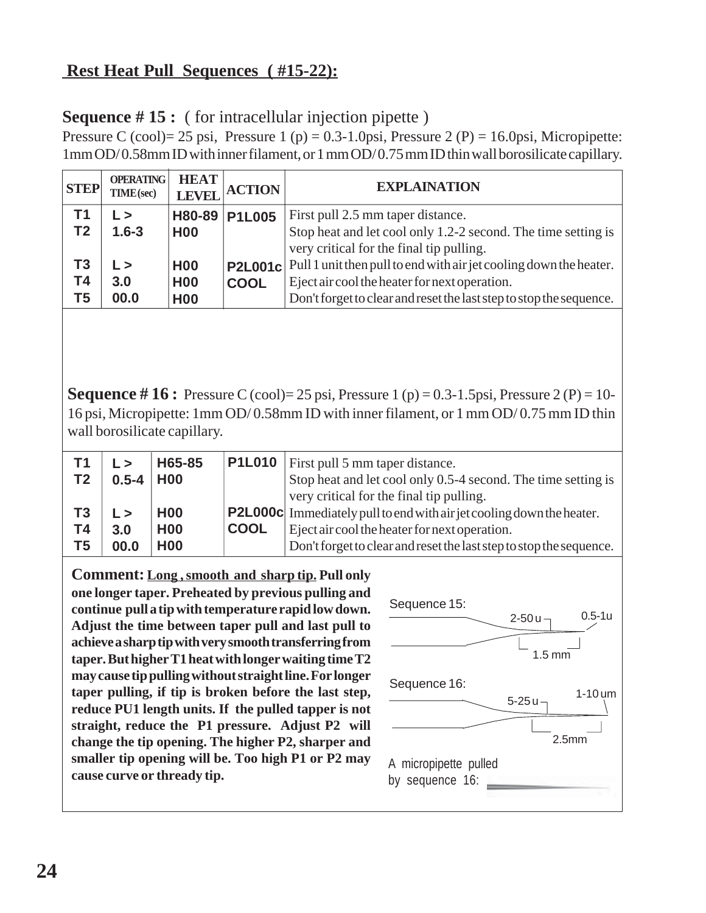## Rest Heat Pull Sequences ( #15-22):

**Sequence # 15 :** ( for intracellular injection pipette )

Pressure C (cool)= 25 psi, Pressure 1 (p) = 0.3-1.0psi, Pressure 2 (P) = 16.0psi, Micropipette: 1mm OD/ 0.58mm ID with inner filament, or 1 mm OD/ 0.75 mm ID thin wall borosilicate capillary.

| STEP | OPERATING TIME (sec) | HEAT LEVEL | ACTION | EXPLAINATION |
|---|---|---|---|---|
| T1 | L > | H80-89 | P1L005 | First pull 2.5 mm taper distance. |
| T2 | 1.6-3 | H00 | | Stop heat and let cool only 1.2-2 second. The time setting is very critical for the final tip pulling. |
| T3 | L > | H00 | P2L001c | Pull 1 unit then pull to end with air jet cooling down the heater. |
| T4 | 3.0 | H00 | COOL | Eject air cool the heater for next operation. |
| T5 | 00.0 | H00 | | Don't forget to clear and reset the last step to stop the sequence. |

**Sequence # 16 :** Pressure C (cool)= 25 psi, Pressure 1 (p) = 0.3-1.5psi, Pressure 2 (P) = 10-16 psi, Micropipette: 1mm OD/ 0.58mm ID with inner filament, or 1 mm OD/ 0.75 mm ID thin wall borosilicate capillary.

| STEP | OPERATING TIME (sec) | HEAT LEVEL | ACTION | EXPLAINATION |
|---|---|---|---|---|
| T1 | L > | H65-85 | P1L010 | First pull 5 mm taper distance. |
| T2 | 0.5-4 | H00 | | Stop heat and let cool only 0.5-4 second. The time setting is very critical for the final tip pulling. |
| T3 | L > | H00 | P2L000c | Immediately pull to end with air jet cooling down the heater. |
| T4 | 3.0 | H00 | COOL | Eject air cool the heater for next operation. |
| T5 | 00.0 | H00 | | Don't forget to clear and reset the last step to stop the sequence. |

**Comment: Long , smooth and sharp tip. Pull only one longer taper. Preheated by previous pulling and continue pull a tip with temperature rapid low down. Adjust the time between taper pull and last pull to achieve a sharp tip with very smooth transferring from taper. But higher T1 heat with longer waiting time T2 may cause tip pulling without straight line. For longer taper pulling, if tip is broken before the last step, reduce PU1 length units. If the pulled tapper is not straight, reduce the P1 pressure. Adjust P2 will change the tip opening. The higher P2, sharper and smaller tip opening will be. Too high P1 or P2 may cause curve or thready tip.**

Sequence 15: 2-50 u, 0.5-1u, 1.5 mm

Sequence 16: 5-25 u, 1-10 um, 2.5mm

A micropipette pulled by sequence 16: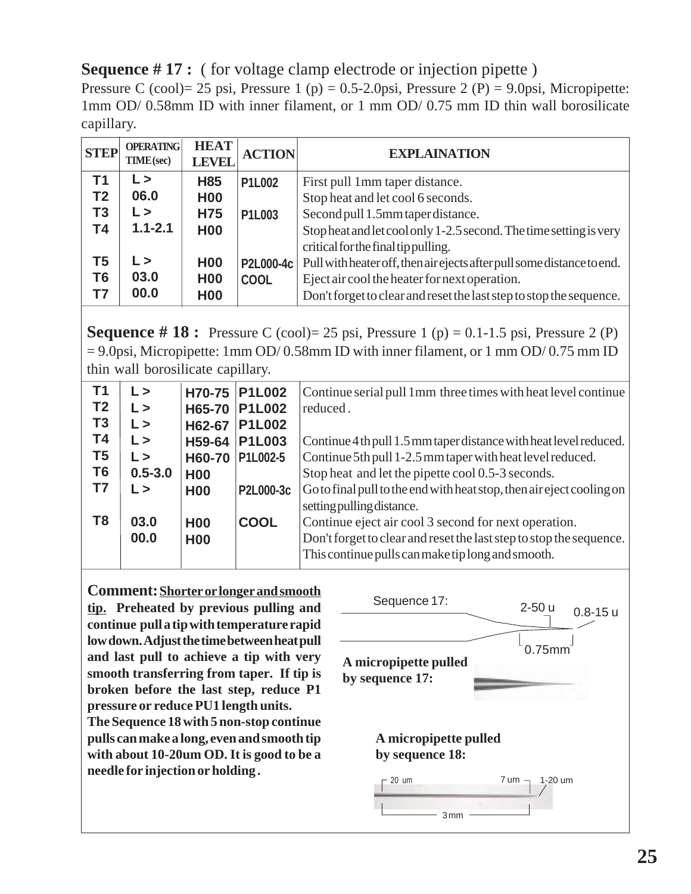**Sequence # 17 :** ( for voltage clamp electrode or injection pipette )
Pressure C (cool)= 25 psi, Pressure 1 (p) = 0.5-2.0psi, Pressure 2 (P) = 9.0psi, Micropipette: 1mm OD/ 0.58mm ID with inner filament, or 1 mm OD/ 0.75 mm ID thin wall borosilicate capillary.

| STEP | OPERATING TIME (sec) | HEAT LEVEL | ACTION | EXPLAINATION |
|---|---|---|---|---|
| T1 | L > | H85 | P1L002 | First pull 1mm taper distance. |
| T2 | 06.0 | H00 | | Stop heat and let cool 6 seconds. |
| T3 | L > | H75 | P1L003 | Second pull 1.5mm taper distance. |
| T4 | 1.1-2.1 | H00 | | Stop heat and let cool only 1-2.5 second. The time setting is very critical for the final tip pulling. |
| T5 | L > | H00 | P2L000-4c | Pull with heater off, then air ejects after pull some distance to end. |
| T6 | 03.0 | H00 | COOL | Eject air cool the heater for next operation. |
| T7 | 00.0 | H00 | | Don't forget to clear and reset the last step to stop the sequence. |

**Sequence # 18 :** Pressure C (cool)= 25 psi, Pressure 1 (p) = 0.1-1.5 psi, Pressure 2 (P) = 9.0psi, Micropipette: 1mm OD/ 0.58mm ID with inner filament, or 1 mm OD/ 0.75 mm ID thin wall borosilicate capillary.

| STEP | OPERATING TIME (sec) | HEAT LEVEL | ACTION | EXPLAINATION |
|---|---|---|---|---|
| T1 | L > | H70-75 | P1L002 | Continue serial pull 1mm three times with heat level continue reduced. |
| T2 | L > | H65-70 | P1L002 | |
| T3 | L > | H62-67 | P1L002 | |
| T4 | L > | H59-64 | P1L003 | Continue 4th pull 1.5 mm taper distance with heat level reduced. |
| T5 | L > | H60-70 | P1L002-5 | Continue 5th pull 1-2.5 mm taper with heat level reduced. |
| T6 | 0.5-3.0 | H00 | | Stop heat and let the pipette cool 0.5-3 seconds. |
| T7 | L > | H00 | P2L000-3c | Go to final pull to the end with heat stop, then air eject cooling on setting pulling distance. |
| T8 | 03.0 | H00 | COOL | Continue eject air cool 3 second for next operation. |
| | 00.0 | H00 | | Don't forget to clear and reset the last step to stop the sequence. This continue pulls can make tip long and smooth. |

**Comment:** **<u>Shorter or longer and smooth tip.</u>** **Preheated by previous pulling and continue pull a tip with temperature rapid low down. Adjust the time between heat pull and last pull to achieve a tip with very smooth transferring from taper. If tip is broken before the last step, reduce P1 pressure or reduce PU1 length units.**

**The Sequence 18 with 5 non-stop continue pulls can make a long, even and smooth tip with about 10-20um OD. It is good to be a needle for injection or holding.**

Sequence 17: 2-50 u, 0.8-15 u, 0.75mm

**A micropipette pulled by sequence 17:**

**A micropipette pulled by sequence 18:**

20 um, 7 um, 1-20 um, 3mm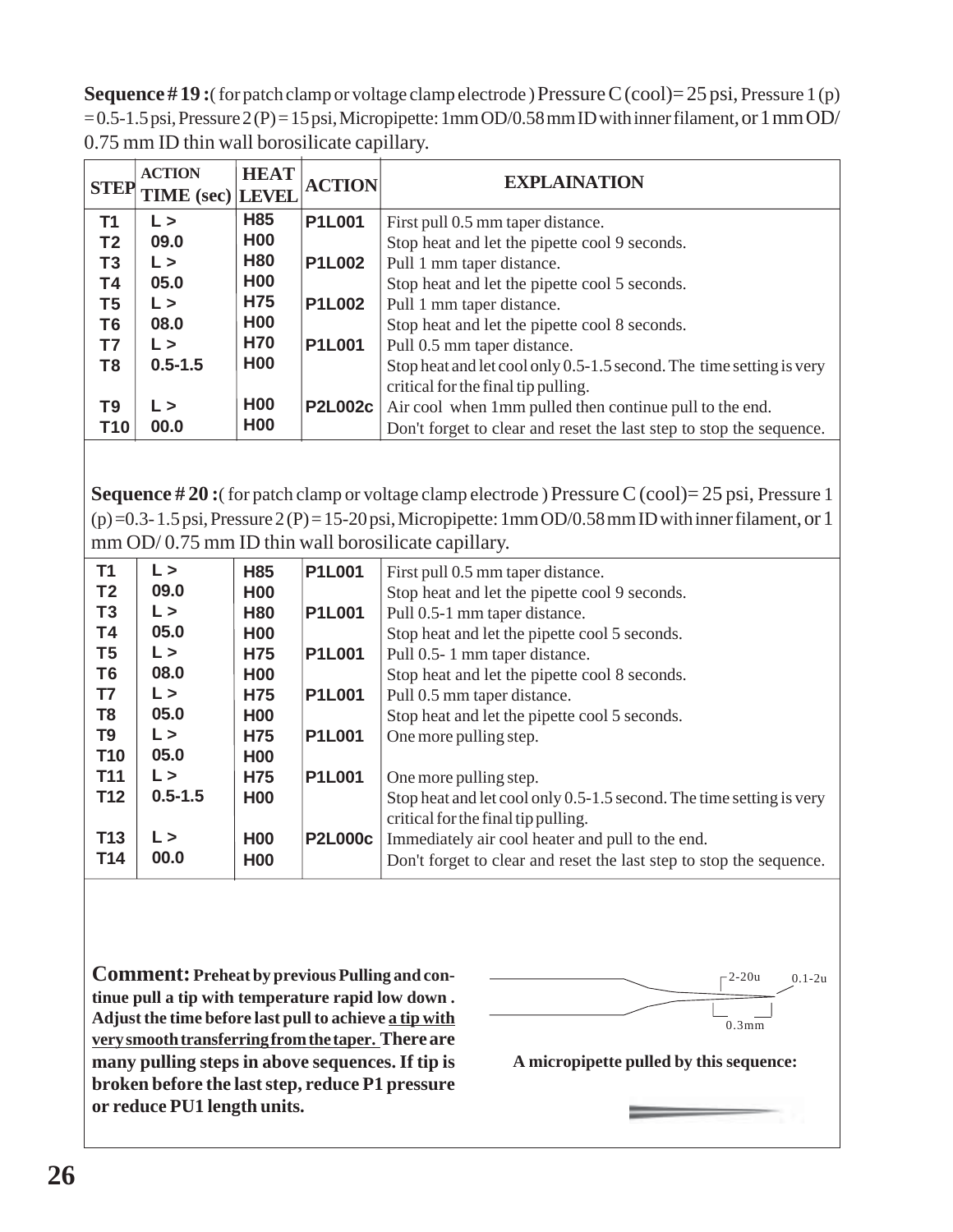**Sequence # 19 :**( for patch clamp or voltage clamp electrode ) Pressure C (cool)= 25 psi, Pressure 1 (p) = 0.5-1.5 psi, Pressure 2 (P) = 15 psi, Micropipette: 1mm OD/0.58 mm ID with inner filament, or 1 mm OD/ 0.75 mm ID thin wall borosilicate capillary.

| STEP | ACTION TIME (sec) | HEAT LEVEL | ACTION | EXPLAINATION |
|---|---|---|---|---|
| T1 | L > | H85 | P1L001 | First pull 0.5 mm taper distance. |
| T2 | 09.0 | H00 | | Stop heat and let the pipette cool 9 seconds. |
| T3 | L > | H80 | P1L002 | Pull 1 mm taper distance. |
| T4 | 05.0 | H00 | | Stop heat and let the pipette cool 5 seconds. |
| T5 | L > | H75 | P1L002 | Pull 1 mm taper distance. |
| T6 | 08.0 | H00 | | Stop heat and let the pipette cool 8 seconds. |
| T7 | L > | H70 | P1L001 | Pull 0.5 mm taper distance. |
| T8 | 0.5-1.5 | H00 | | Stop heat and let cool only 0.5-1.5 second. The time setting is very critical for the final tip pulling. |
| T9 | L > | H00 | P2L002c | Air cool when 1mm pulled then continue pull to the end. |
| T10 | 00.0 | H00 | | Don't forget to clear and reset the last step to stop the sequence. |

**Sequence # 20 :**( for patch clamp or voltage clamp electrode ) Pressure C (cool)= 25 psi, Pressure 1 (p) =0.3- 1.5 psi, Pressure 2 (P) = 15-20 psi, Micropipette: 1mm OD/0.58 mm ID with inner filament, or 1 mm OD/ 0.75 mm ID thin wall borosilicate capillary.

| STEP | ACTION TIME (sec) | HEAT LEVEL | ACTION | EXPLAINATION |
|---|---|---|---|---|
| T1 | L > | H85 | P1L001 | First pull 0.5 mm taper distance. |
| T2 | 09.0 | H00 | | Stop heat and let the pipette cool 9 seconds. |
| T3 | L > | H80 | P1L001 | Pull 0.5-1 mm taper distance. |
| T4 | 05.0 | H00 | | Stop heat and let the pipette cool 5 seconds. |
| T5 | L > | H75 | P1L001 | Pull 0.5- 1 mm taper distance. |
| T6 | 08.0 | H00 | | Stop heat and let the pipette cool 8 seconds. |
| T7 | L > | H75 | P1L001 | Pull 0.5 mm taper distance. |
| T8 | 05.0 | H00 | | Stop heat and let the pipette cool 5 seconds. |
| T9 | L > | H75 | P1L001 | One more pulling step. |
| T10 | 05.0 | H00 | | |
| T11 | L > | H75 | P1L001 | One more pulling step. |
| T12 | 0.5-1.5 | H00 | | Stop heat and let cool only 0.5-1.5 second. The time setting is very critical for the final tip pulling. |
| T13 | L > | H00 | P2L000c | Immediately air cool heater and pull to the end. |
| T14 | 00.0 | H00 | | Don't forget to clear and reset the last step to stop the sequence. |

**Comment: Preheat by previous Pulling and continue pull a tip with temperature rapid low down . Adjust the time before last pull to achieve <u>a tip with very smooth transferring from the taper.</u> There are many pulling steps in above sequences. If tip is broken before the last step, reduce P1 pressure or reduce PU1 length units.**

2-20u 0.1-2u 0.3mm

**A micropipette pulled by this sequence:**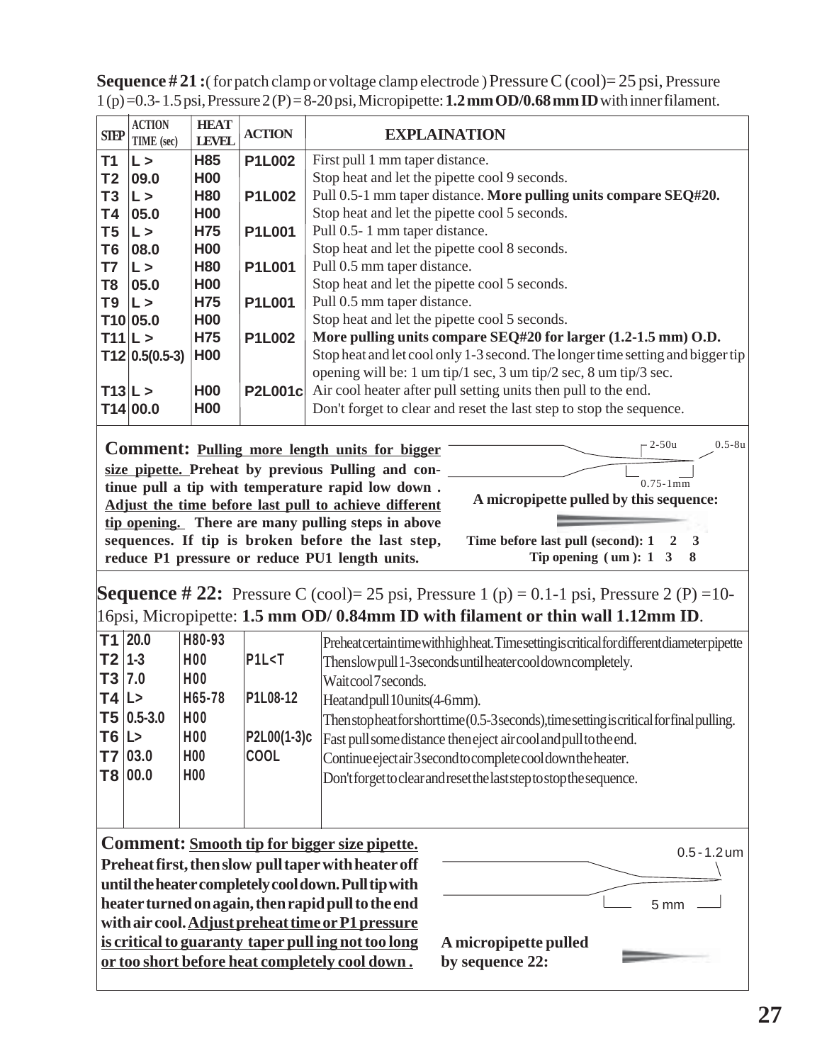**Sequence # 21 :** ( for patch clamp or voltage clamp electrode ) Pressure C (cool)= 25 psi, Pressure 1 (p) =0.3- 1.5 psi, Pressure 2 (P) = 8-20 psi, Micropipette: **1.2 mm OD/0.68 mm ID** with inner filament.

| STEP | ACTION TIME (sec) | HEAT LEVEL | ACTION | EXPLAINATION |
|---|---|---|---|---|
| T1 | L > | H85 | P1L002 | First pull 1 mm taper distance. |
| T2 | 09.0 | H00 | | Stop heat and let the pipette cool 9 seconds. |
| T3 | L > | H80 | P1L002 | Pull 0.5-1 mm taper distance. **More pulling units compare SEQ#20.** |
| T4 | 05.0 | H00 | | Stop heat and let the pipette cool 5 seconds. |
| T5 | L > | H75 | P1L001 | Pull 0.5- 1 mm taper distance. |
| T6 | 08.0 | H00 | | Stop heat and let the pipette cool 8 seconds. |
| T7 | L > | H80 | P1L001 | Pull 0.5 mm taper distance. |
| T8 | 05.0 | H00 | | Stop heat and let the pipette cool 5 seconds. |
| T9 | L > | H75 | P1L001 | Pull 0.5 mm taper distance. |
| T10 | 05.0 | H00 | | Stop heat and let the pipette cool 5 seconds. |
| T11 | L > | H75 | P1L002 | **More pulling units compare SEQ#20 for larger (1.2-1.5 mm) O.D.** |
| T12 | 0.5(0.5-3) | H00 | | Stop heat and let cool only 1-3 second. The longer time setting and bigger tip opening will be: 1 um tip/1 sec, 3 um tip/2 sec, 8 um tip/3 sec. |
| T13 | L > | H00 | P2L001c | Air cool heater after pull setting units then pull to the end. |
| T14 | 00.0 | H00 | | Don't forget to clear and reset the last step to stop the sequence. |

**Comment: Pulling more length units for bigger size pipette. Preheat by previous Pulling and continue pull a tip with temperature rapid low down . Adjust the time before last pull to achieve different tip opening. There are many pulling steps in above sequences. If tip is broken before the last step, reduce P1 pressure or reduce PU1 length units.**

2-50u 0.5-8u

0.75-1mm

**A micropipette pulled by this sequence:**

**Time before last pull (second): 1 2 3**
**Tip opening ( um ): 1 3 8**

**Sequence # 22:** Pressure C (cool)= 25 psi, Pressure 1 (p) = 0.1-1 psi, Pressure 2 (P) =10-16psi, Micropipette: **1.5 mm OD/ 0.84mm ID with filament or thin wall 1.12mm ID**.

| STEP | ACTION TIME (sec) | HEAT LEVEL | ACTION | EXPLAINATION |
|---|---|---|---|---|
| T1 | 20.0 | H80-93 | | Preheat certain time with high heat. Time setting is critical for different diameter pipette |
| T2 | 1-3 | H00 | P1L<T | Then slow pull 1-3 seconds until heater cool down completely. |
| T3 | 7.0 | H00 | | Wait cool 7 seconds. |
| T4 | L> | H65-78 | P1L08-12 | Heat and pull 10 units(4-6mm). |
| T5 | 0.5-3.0 | H00 | | Then stop heat for short time (0.5-3 seconds), time setting is critical for final pulling. |
| T6 | L> | H00 | P2L00(1-3)c | Fast pull some distance then eject air cool and pull to the end. |
| T7 | 03.0 | H00 | COOL | Continue eject air 3 second to complete cool down the heater. |
| T8 | 00.0 | H00 | | Don't forget to clear and reset the last step to stop the sequence. |

**Comment: Smooth tip for bigger size pipette. Preheat first, then slow pull taper with heater off until the heater completely cool down. Pull tip with heater turned on again, then rapid pull to the end with air cool. Adjust preheat time or P1 pressure is critical to guaranty taper pull ing not too long or too short before heat completely cool down .**

0.5 - 1.2 um

5 mm

**A micropipette pulled by sequence 22:**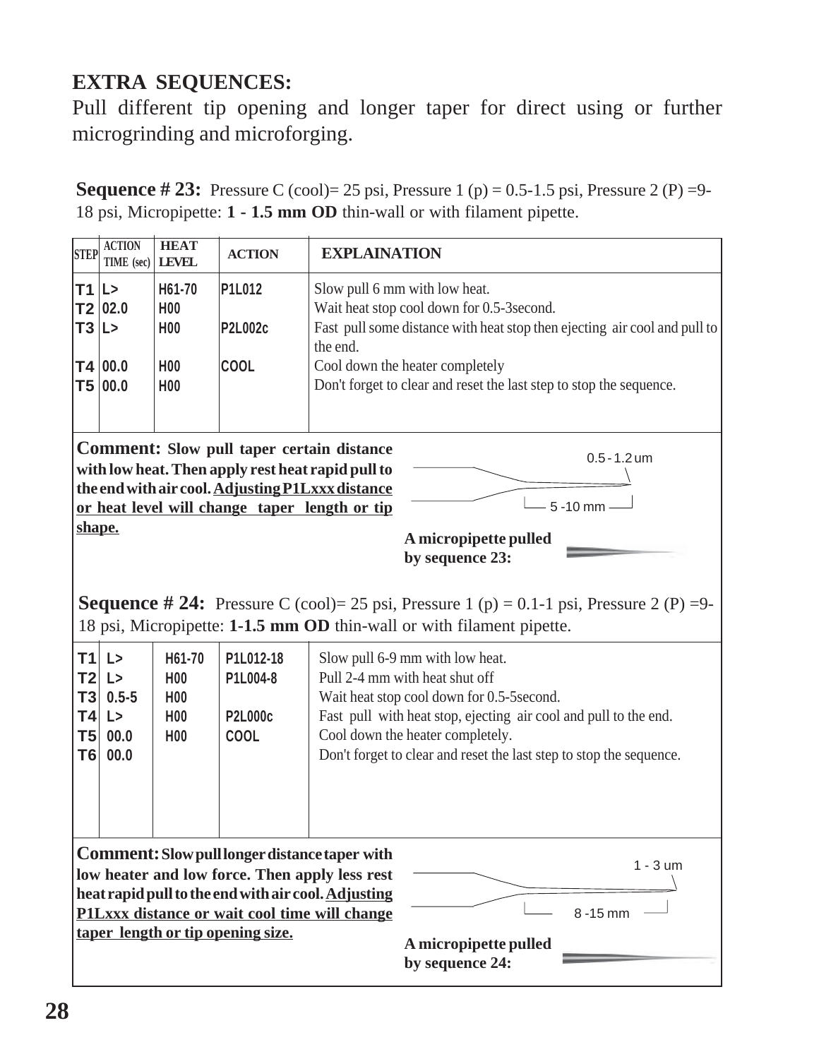## EXTRA SEQUENCES:

Pull different tip opening and longer taper for direct using or further microgrinding and microforging.

**Sequence # 23:** Pressure C (cool)= 25 psi, Pressure 1 (p) = 0.5-1.5 psi, Pressure 2 (P) =9-18 psi, Micropipette: **1 - 1.5 mm OD** thin-wall or with filament pipette.

| STEP | ACTION TIME (sec) | HEAT LEVEL | ACTION | EXPLAINATION |
|---|---|---|---|---|
| T1 | L> | H61-70 | P1L012 | Slow pull 6 mm with low heat. |
| T2 | 02.0 | H00 | | Wait heat stop cool down for 0.5-3second. |
| T3 | L> | H00 | P2L002c | Fast pull some distance with heat stop then ejecting air cool and pull to the end. |
| T4 | 00.0 | H00 | COOL | Cool down the heater completely |
| T5 | 00.0 | H00 | | Don't forget to clear and reset the last step to stop the sequence. |

**Comment: Slow pull taper certain distance with low heat. Then apply rest heat rapid pull to the end with air cool. Adjusting P1Lxxx distance or heat level will change taper length or tip shape.**

0.5 - 1.2 um

5 -10 mm

**A micropipette pulled by sequence 23:**

**Sequence # 24:** Pressure C (cool)= 25 psi, Pressure 1 (p) = 0.1-1 psi, Pressure 2 (P) =9-18 psi, Micropipette: **1-1.5 mm OD** thin-wall or with filament pipette.

| STEP | ACTION TIME (sec) | HEAT LEVEL | ACTION | EXPLAINATION |
|---|---|---|---|---|
| T1 | L> | H61-70 | P1L012-18 | Slow pull 6-9 mm with low heat. |
| T2 | L> | H00 | P1L004-8 | Pull 2-4 mm with heat shut off |
| T3 | 0.5-5 | H00 | | Wait heat stop cool down for 0.5-5second. |
| T4 | L> | H00 | P2L000c | Fast pull with heat stop, ejecting air cool and pull to the end. |
| T5 | 00.0 | H00 | COOL | Cool down the heater completely. |
| T6 | 00.0 | | | Don't forget to clear and reset the last step to stop the sequence. |

**Comment: Slow pull longer distance taper with low heater and low force. Then apply less rest heat rapid pull to the end with air cool. Adjusting P1Lxxx distance or wait cool time will change taper length or tip opening size.**

1 - 3 um

8 -15 mm

**A micropipette pulled by sequence 24:**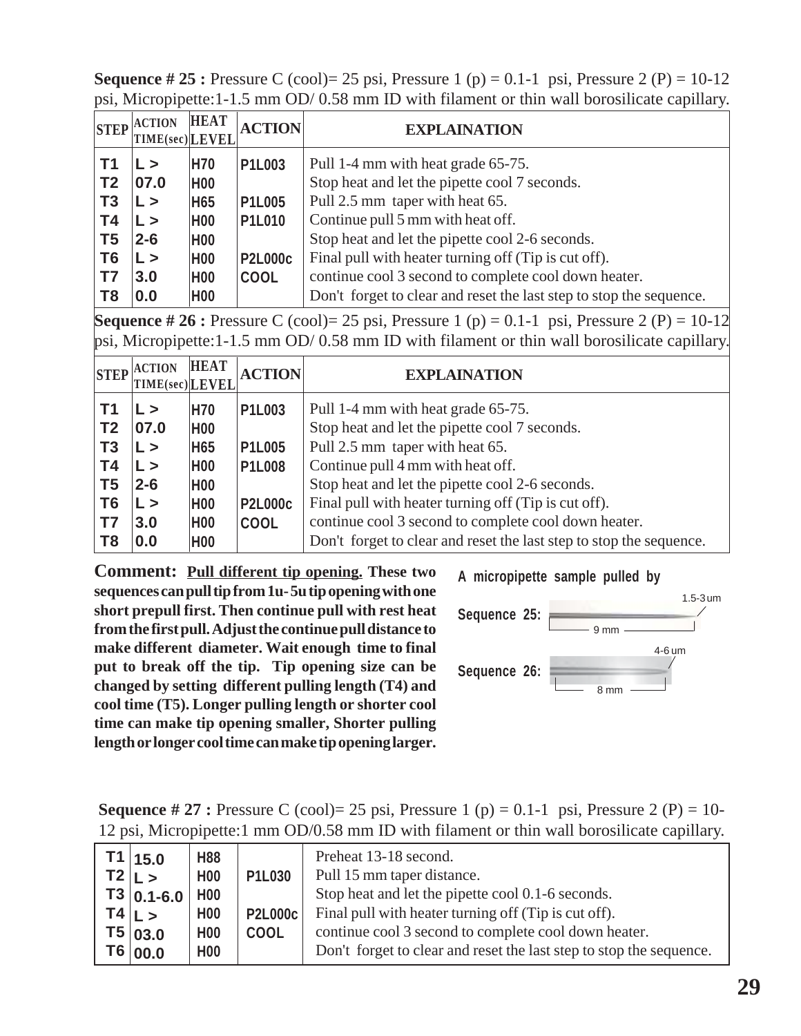**Sequence # 25 :** Pressure C (cool)= 25 psi, Pressure 1 (p) = 0.1-1 psi, Pressure 2 (P) = 10-12 psi, Micropipette:1-1.5 mm OD/ 0.58 mm ID with filament or thin wall borosilicate capillary.

| STEP | ACTION TIME(sec) | HEAT LEVEL | ACTION | EXPLAINATION |
|---|---|---|---|---|
| T1 | L > | H70 | P1L003 | Pull 1-4 mm with heat grade 65-75. |
| T2 | 07.0 | H00 | | Stop heat and let the pipette cool 7 seconds. |
| T3 | L > | H65 | P1L005 | Pull 2.5 mm taper with heat 65. |
| T4 | L > | H00 | P1L010 | Continue pull 5 mm with heat off. |
| T5 | 2-6 | H00 | | Stop heat and let the pipette cool 2-6 seconds. |
| T6 | L > | H00 | P2L000c | Final pull with heater turning off (Tip is cut off). |
| T7 | 3.0 | H00 | COOL | continue cool 3 second to complete cool down heater. |
| T8 | 0.0 | H00 | | Don't forget to clear and reset the last step to stop the sequence. |

**Sequence # 26 :** Pressure C (cool)= 25 psi, Pressure 1 (p) = 0.1-1 psi, Pressure 2 (P) = 10-12 psi, Micropipette:1-1.5 mm OD/ 0.58 mm ID with filament or thin wall borosilicate capillary.

| STEP | ACTION TIME(sec) | HEAT LEVEL | ACTION | EXPLAINATION |
|---|---|---|---|---|
| T1 | L > | H70 | P1L003 | Pull 1-4 mm with heat grade 65-75. |
| T2 | 07.0 | H00 | | Stop heat and let the pipette cool 7 seconds. |
| T3 | L > | H65 | P1L005 | Pull 2.5 mm taper with heat 65. |
| T4 | L > | H00 | P1L008 | Continue pull 4 mm with heat off. |
| T5 | 2-6 | H00 | | Stop heat and let the pipette cool 2-6 seconds. |
| T6 | L > | H00 | P2L000c | Final pull with heater turning off (Tip is cut off). |
| T7 | 3.0 | H00 | COOL | continue cool 3 second to complete cool down heater. |
| T8 | 0.0 | H00 | | Don't forget to clear and reset the last step to stop the sequence. |

**Comment: Pull different tip opening. These two sequences can pull tip from 1u- 5u tip opening with one short prepull first. Then continue pull with rest heat from the first pull. Adjust the continue pull distance to make different diameter. Wait enough time to final put to break off the tip. Tip opening size can be changed by setting different pulling length (T4) and cool time (T5). Longer pulling length or shorter cool time can make tip opening smaller, Shorter pulling length or longer cool time can make tip opening larger.**

**A micropipette sample pulled by**

**Sequence 25:** 1.5-3 um, 9 mm

**Sequence 26:** 4-6 um, 8 mm

**Sequence # 27 :** Pressure C (cool)= 25 psi, Pressure 1 (p) = 0.1-1 psi, Pressure 2 (P) = 10-12 psi, Micropipette:1 mm OD/0.58 mm ID with filament or thin wall borosilicate capillary.

| | | | | |
|---|---|---|---|---|
| T1 | 15.0 | H88 | | Preheat 13-18 second. |
| T2 | L > | H00 | P1L030 | Pull 15 mm taper distance. |
| T3 | 0.1-6.0 | H00 | | Stop heat and let the pipette cool 0.1-6 seconds. |
| T4 | L > | H00 | P2L000c | Final pull with heater turning off (Tip is cut off). |
| T5 | 03.0 | H00 | COOL | continue cool 3 second to complete cool down heater. |
| T6 | 00.0 | H00 | | Don't forget to clear and reset the last step to stop the sequence. |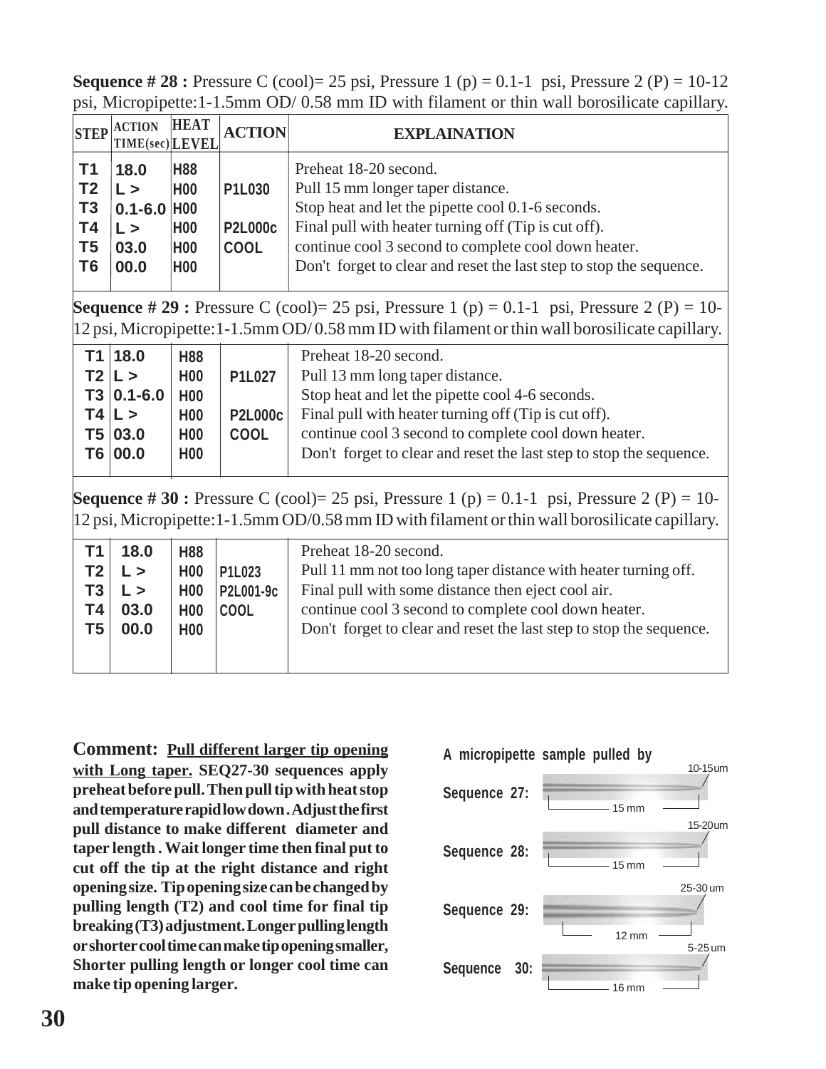**Sequence # 28 :** Pressure C (cool)= 25 psi, Pressure 1 (p) = 0.1-1 psi, Pressure 2 (P) = 10-12 psi, Micropipette:1-1.5mm OD/ 0.58 mm ID with filament or thin wall borosilicate capillary.

| STEP | ACTION TIME(sec) | HEAT LEVEL | ACTION | EXPLAINATION |
|---|---|---|---|---|
| T1 | 18.0 | H88 | | Preheat 18-20 second. |
| T2 | L > | H00 | P1L030 | Pull 15 mm longer taper distance. |
| T3 | 0.1-6.0 | H00 | | Stop heat and let the pipette cool 0.1-6 seconds. |
| T4 | L > | H00 | P2L000c | Final pull with heater turning off (Tip is cut off). |
| T5 | 03.0 | H00 | COOL | continue cool 3 second to complete cool down heater. |
| T6 | 00.0 | H00 | | Don't forget to clear and reset the last step to stop the sequence. |

**Sequence # 29 :** Pressure C (cool)= 25 psi, Pressure 1 (p) = 0.1-1 psi, Pressure 2 (P) = 10-12 psi, Micropipette:1-1.5mm OD/ 0.58 mm ID with filament or thin wall borosilicate capillary.

| STEP | ACTION TIME(sec) | HEAT LEVEL | ACTION | EXPLAINATION |
|---|---|---|---|---|
| T1 | 18.0 | H88 | | Preheat 18-20 second. |
| T2 | L > | H00 | P1L027 | Pull 13 mm long taper distance. |
| T3 | 0.1-6.0 | H00 | | Stop heat and let the pipette cool 4-6 seconds. |
| T4 | L > | H00 | P2L000c | Final pull with heater turning off (Tip is cut off). |
| T5 | 03.0 | H00 | COOL | continue cool 3 second to complete cool down heater. |
| T6 | 00.0 | H00 | | Don't forget to clear and reset the last step to stop the sequence. |

**Sequence # 30 :** Pressure C (cool)= 25 psi, Pressure 1 (p) = 0.1-1 psi, Pressure 2 (P) = 10-12 psi, Micropipette:1-1.5mm OD/0.58 mm ID with filament or thin wall borosilicate capillary.

| STEP | ACTION TIME(sec) | HEAT LEVEL | ACTION | EXPLAINATION |
|---|---|---|---|---|
| T1 | 18.0 | H88 | | Preheat 18-20 second. |
| T2 | L > | H00 | P1L023 | Pull 11 mm not too long taper distance with heater turning off. |
| T3 | L > | H00 | P2L001-9c | Final pull with some distance then eject cool air. |
| T4 | 03.0 | H00 | COOL | continue cool 3 second to complete cool down heater. |
| T5 | 00.0 | H00 | | Don't forget to clear and reset the last step to stop the sequence. |

**Comment:** **<u>Pull different larger tip opening with Long taper.</u> SEQ27-30 sequences apply preheat before pull. Then pull tip with heat stop and temperature rapid low down. Adjust the first pull distance to make different diameter and taper length . Wait longer time then final put to cut off the tip at the right distance and right opening size. Tip opening size can be changed by pulling length (T2) and cool time for final tip breaking (T3) adjustment. Longer pulling length or shorter cool time can make tip opening smaller, Shorter pulling length or longer cool time can make tip opening larger.**

**A micropipette sample pulled by**

**Sequence 27:** 10-15um, 15 mm

**Sequence 28:** 15-20um, 15 mm

**Sequence 29:** 25-30 um, 12 mm

**Sequence 30:** 5-25 um, 16 mm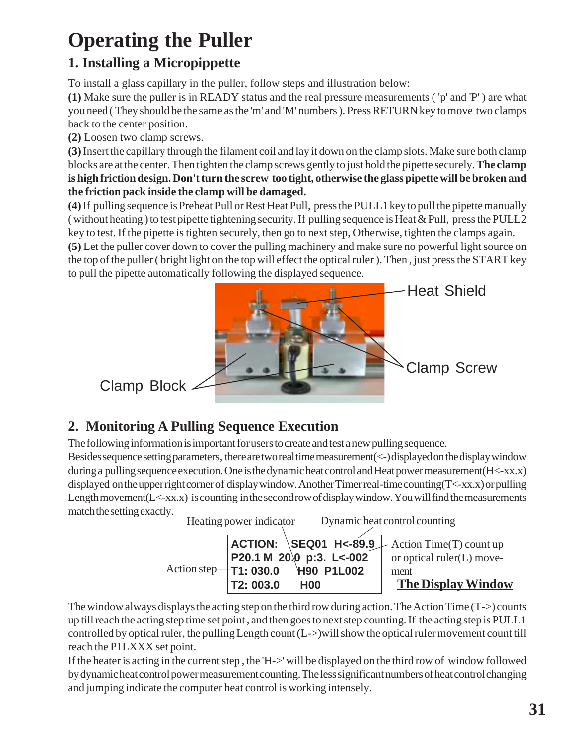# Operating the Puller

## 1. Installing a Micropippette

To install a glass capillary in the puller, follow steps and illustration below:

**(1)** Make sure the puller is in READY status and the real pressure measurements ( 'p' and 'P' ) are what you need ( They should be the same as the 'm' and 'M' numbers ). Press RETURN key to move two clamps back to the center position.

**(2)** Loosen two clamp screws.

**(3)** Insert the capillary through the filament coil and lay it down on the clamp slots. Make sure both clamp blocks are at the center. Then tighten the clamp screws gently to just hold the pipette securely. **The clamp is high friction design. Don't turn the screw too tight, otherwise the glass pipette will be broken and the friction pack inside the clamp will be damaged.**

**(4)** If pulling sequence is Preheat Pull or Rest Heat Pull, press the PULL1 key to pull the pipette manually ( without heating ) to test pipette tightening security. If pulling sequence is Heat & Pull, press the PULL2 key to test. If the pipette is tighten securely, then go to next step, Otherwise, tighten the clamps again.

**(5)** Let the puller cover down to cover the pulling machinery and make sure no powerful light source on the top of the puller ( bright light on the top will effect the optical ruler ). Then , just press the START key to pull the pipette automatically following the displayed sequence.

Heat Shield

Clamp Screw

Clamp Block

## 2. Monitoring A Pulling Sequence Execution

The following information is important for users to create and test a new pulling sequence.

Besides sequence setting parameters, there are two real time measurement(<-) displayed on the display window during a pulling sequence execution. One is the dynamic heat control and Heat power measurement(H<-xx.x) displayed on the upper right corner of display window. Another Timer real-time counting(T<-xx.x) or pulling Length movement(L<-xx.x) is counting in the second row of display window. You will find the measurements match the setting exactly.

Heating power indicator — Dynamic heat control counting

```
ACTION:  SEQ01  H<-89.9
P20.1 M  20.0  p:3.  L<-002
T1: 030.0     H90  P1L002
T2: 003.0     H00
```

Action step — Action Time(T) count up or optical ruler(L) movement

**The Display Window**

The window always displays the acting step on the third row during action. The Action Time (T->) counts up till reach the acting step time set point , and then goes to next step counting. If the acting step is PULL1 controlled by optical ruler, the pulling Length count (L->)will show the optical ruler movement count till reach the P1LXXX set point.

If the heater is acting in the current step , the 'H->' will be displayed on the third row of window followed by dynamic heat control power measurement counting. The less significant numbers of heat control changing and jumping indicate the computer heat control is working intensely.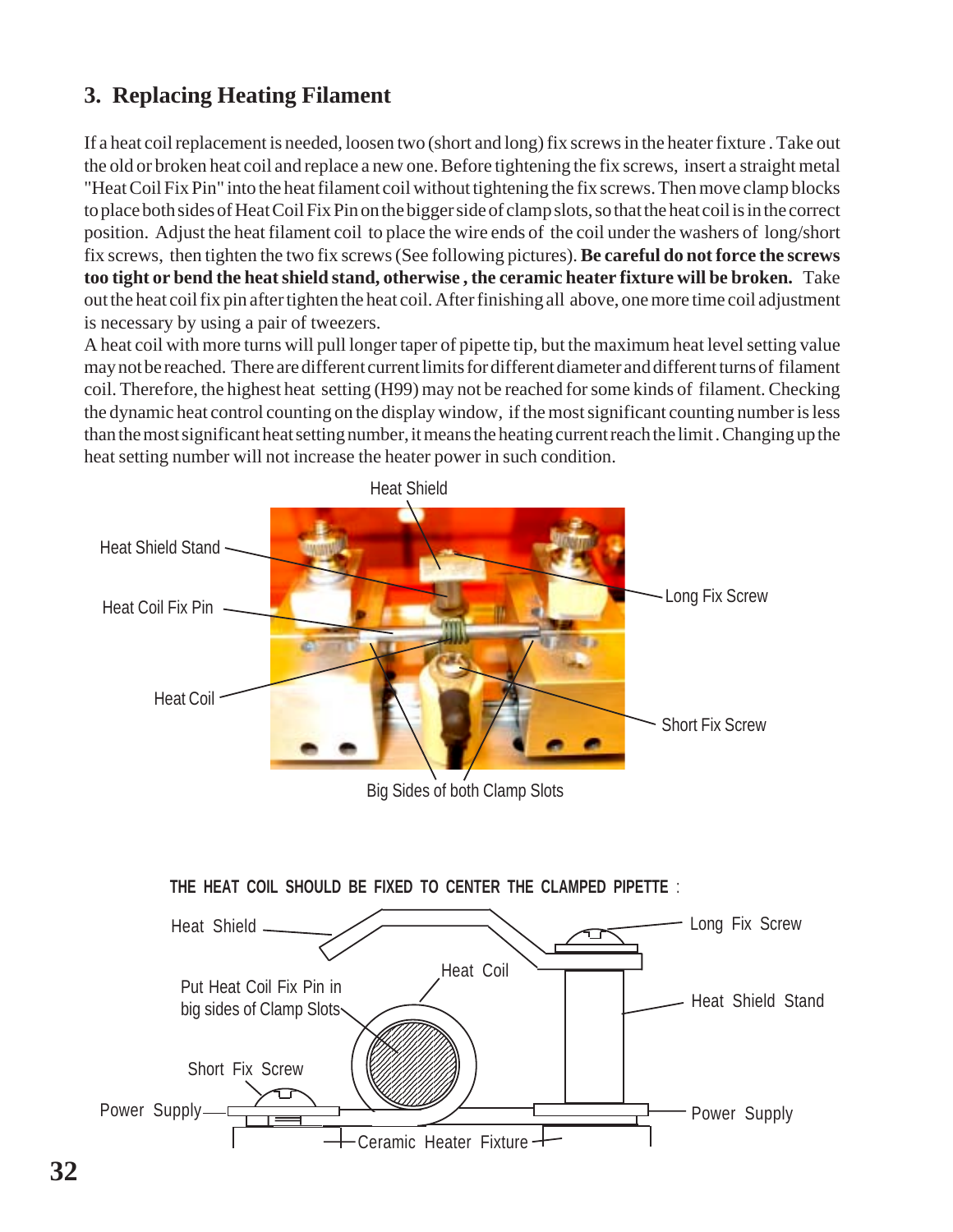## 3. Replacing Heating Filament

If a heat coil replacement is needed, loosen two (short and long) fix screws in the heater fixture . Take out the old or broken heat coil and replace a new one. Before tightening the fix screws, insert a straight metal "Heat Coil Fix Pin" into the heat filament coil without tightening the fix screws. Then move clamp blocks to place both sides of Heat Coil Fix Pin on the bigger side of clamp slots, so that the heat coil is in the correct position. Adjust the heat filament coil to place the wire ends of the coil under the washers of long/short fix screws, then tighten the two fix screws (See following pictures). **Be careful do not force the screws too tight or bend the heat shield stand, otherwise , the ceramic heater fixture will be broken.** Take out the heat coil fix pin after tighten the heat coil. After finishing all above, one more time coil adjustment is necessary by using a pair of tweezers.

A heat coil with more turns will pull longer taper of pipette tip, but the maximum heat level setting value may not be reached. There are different current limits for different diameter and different turns of filament coil. Therefore, the highest heat setting (H99) may not be reached for some kinds of filament. Checking the dynamic heat control counting on the display window, if the most significant counting number is less than the most significant heat setting number, it means the heating current reach the limit . Changing up the heat setting number will not increase the heater power in such condition.

Heat Shield

Heat Shield Stand

Heat Coil Fix Pin

Heat Coil

Long Fix Screw

Short Fix Screw

Big Sides of both Clamp Slots

**THE HEAT COIL SHOULD BE FIXED TO CENTER THE CLAMPED PIPETTE :**

Heat Shield

Long Fix Screw

Heat Coil

Put Heat Coil Fix Pin in big sides of Clamp Slots

Heat Shield Stand

Short Fix Screw

Power Supply

Power Supply

Ceramic Heater Fixture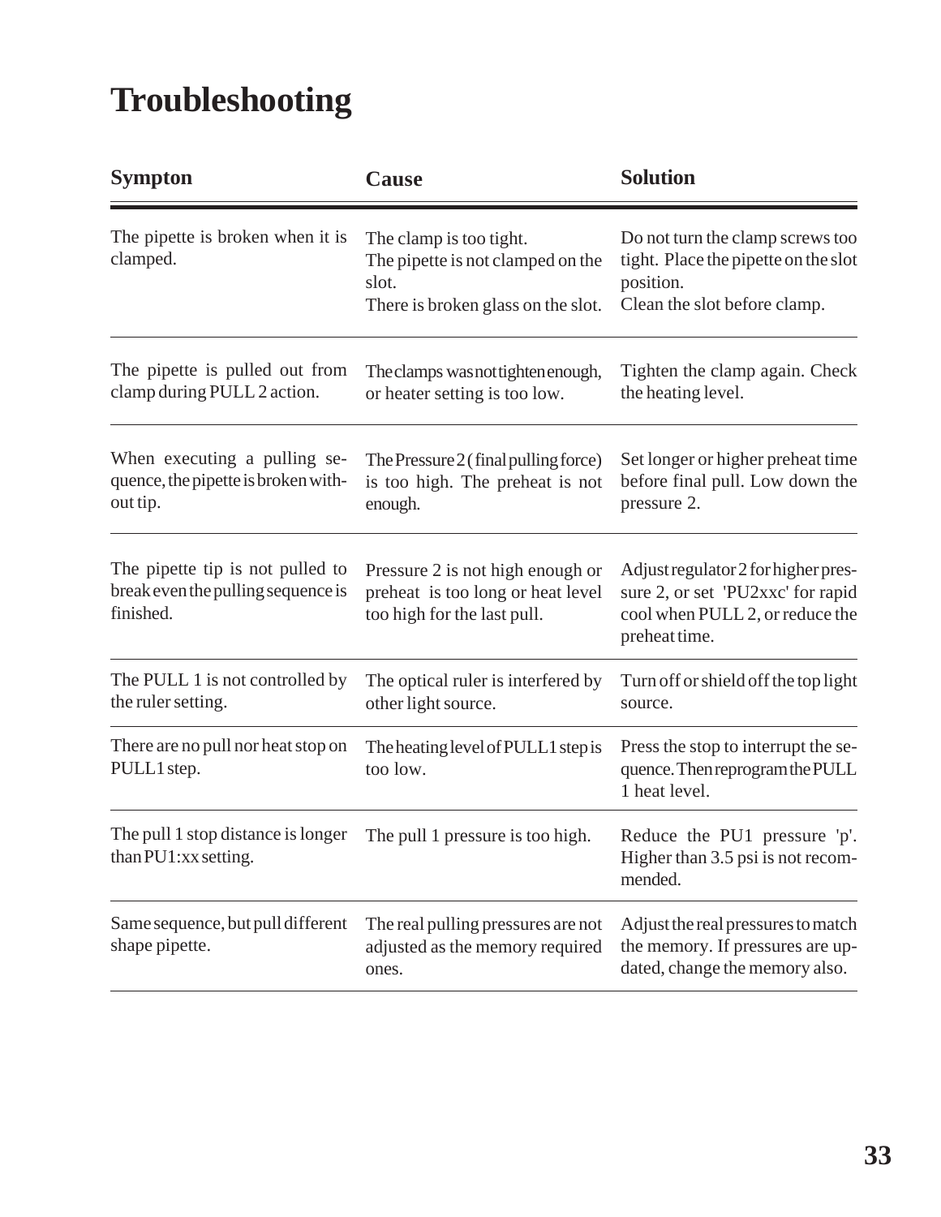# Troubleshooting

| Sympton | Cause | Solution |
| --- | --- | --- |
| The pipette is broken when it is clamped. | The clamp is too tight.<br>The pipette is not clamped on the slot.<br>There is broken glass on the slot. | Do not turn the clamp screws too tight. Place the pipette on the slot position.<br>Clean the slot before clamp. |
| The pipette is pulled out from clamp during PULL 2 action. | The clamps was not tighten enough, or heater setting is too low. | Tighten the clamp again. Check the heating level. |
| When executing a pulling sequence, the pipette is broken without tip. | The Pressure 2 ( final pulling force) is too high. The preheat is not enough. | Set longer or higher preheat time before final pull. Low down the pressure 2. |
| The pipette tip is not pulled to break even the pulling sequence is finished. | Pressure 2 is not high enough or preheat is too long or heat level too high for the last pull. | Adjust regulator 2 for higher pressure 2, or set 'PU2xxc' for rapid cool when PULL 2, or reduce the preheat time. |
| The PULL 1 is not controlled by the ruler setting. | The optical ruler is interfered by other light source. | Turn off or shield off the top light source. |
| There are no pull nor heat stop on PULL1 step. | The heating level of PULL1 step is too low. | Press the stop to interrupt the sequence. Then reprogram the PULL 1 heat level. |
| The pull 1 stop distance is longer than PU1:xx setting. | The pull 1 pressure is too high. | Reduce the PU1 pressure 'p'. Higher than 3.5 psi is not recommended. |
| Same sequence, but pull different shape pipette. | The real pulling pressures are not adjusted as the memory required ones. | Adjust the real pressures to match the memory. If pressures are updated, change the memory also. |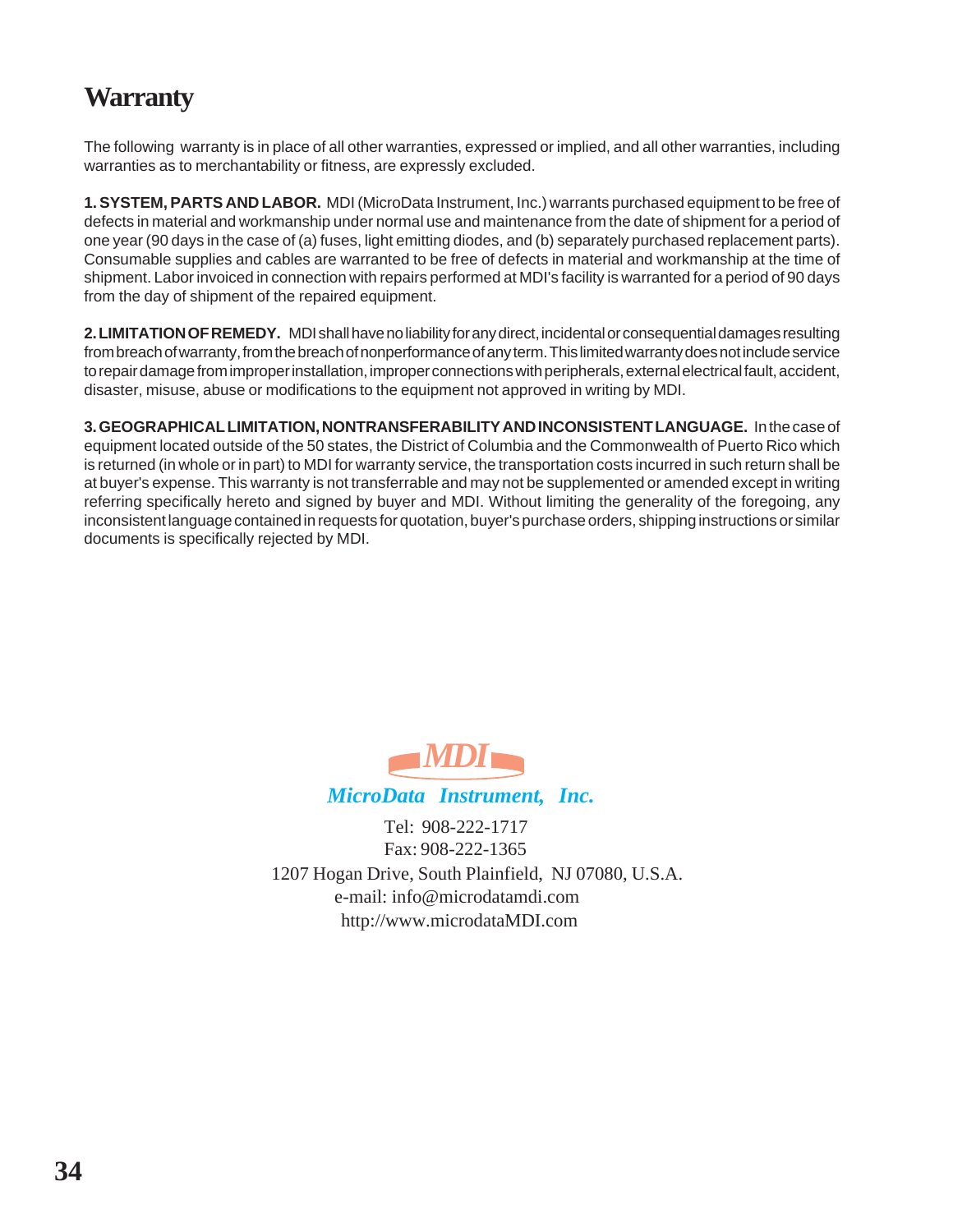# Warranty

The following warranty is in place of all other warranties, expressed or implied, and all other warranties, including warranties as to merchantability or fitness, are expressly excluded.

**1. SYSTEM, PARTS AND LABOR.** MDI (MicroData Instrument, Inc.) warrants purchased equipment to be free of defects in material and workmanship under normal use and maintenance from the date of shipment for a period of one year (90 days in the case of (a) fuses, light emitting diodes, and (b) separately purchased replacement parts). Consumable supplies and cables are warranted to be free of defects in material and workmanship at the time of shipment. Labor invoiced in connection with repairs performed at MDI's facility is warranted for a period of 90 days from the day of shipment of the repaired equipment.

**2. LIMITATION OF REMEDY.** MDI shall have no liability for any direct, incidental or consequential damages resulting from breach of warranty, from the breach of nonperformance of any term. This limited warranty does not include service to repair damage from improper installation, improper connections with peripherals, external electrical fault, accident, disaster, misuse, abuse or modifications to the equipment not approved in writing by MDI.

**3. GEOGRAPHICAL LIMITATION, NONTRANSFERABILITY AND INCONSISTENT LANGUAGE.** In the case of equipment located outside of the 50 states, the District of Columbia and the Commonwealth of Puerto Rico which is returned (in whole or in part) to MDI for warranty service, the transportation costs incurred in such return shall be at buyer's expense. This warranty is not transferrable and may not be supplemented or amended except in writing referring specifically hereto and signed by buyer and MDI. Without limiting the generality of the foregoing, any inconsistent language contained in requests for quotation, buyer's purchase orders, shipping instructions or similar documents is specifically rejected by MDI.

*MDI*

*MicroData Instrument, Inc.*

Tel: 908-222-1717
Fax: 908-222-1365
1207 Hogan Drive, South Plainfield, NJ 07080, U.S.A.
e-mail: info@microdatamdi.com
http://www.microdataMDI.com